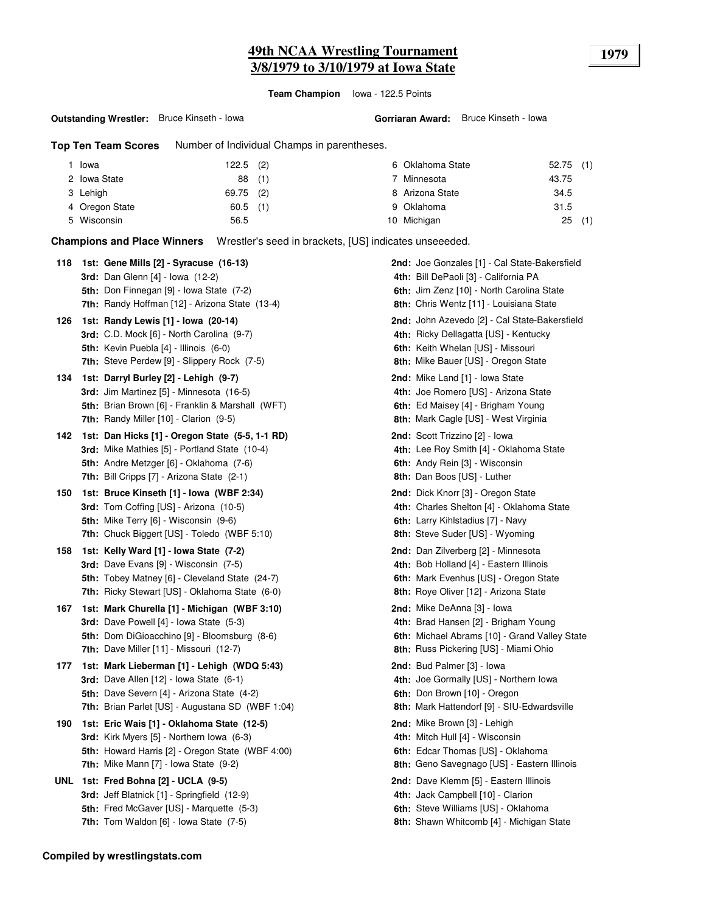# 49th NCAA Wrestling Tournament
## 3/8/1979 to 3/10/1979 at Iowa State

**1979**

**Team Champion** Iowa - 122.5 Points

**Outstanding Wrestler:** Bruce Kinseth - Iowa

**Gorriaran Award:** Bruce Kinseth - Iowa

**Top Ten Team Scores** Number of Individual Champs in parentheses.

| Rank | Team | Points | Champs |
|---|---|---|---|
| 1 | Iowa | 122.5 | (2) |
| 2 | Iowa State | 88 | (1) |
| 3 | Lehigh | 69.75 | (2) |
| 4 | Oregon State | 60.5 | (1) |
| 5 | Wisconsin | 56.5 | |
| 6 | Oklahoma State | 52.75 | (1) |
| 7 | Minnesota | 43.75 | |
| 8 | Arizona State | 34.5 | |
| 9 | Oklahoma | 31.5 | |
| 10 | Michigan | 25 | (1) |

**Champions and Place Winners** Wrestler's seed in brackets, [US] indicates unseeeded.

**118**
- **1st: Gene Mills [2] - Syracuse (16-13)**
- **2nd:** Joe Gonzales [1] - Cal State-Bakersfield
- **3rd:** Dan Glenn [4] - Iowa (12-2)
- **4th:** Bill DePaoli [3] - California PA
- **5th:** Don Finnegan [9] - Iowa State (7-2)
- **6th:** Jim Zenz [10] - North Carolina State
- **7th:** Randy Hoffman [12] - Arizona State (13-4)
- **8th:** Chris Wentz [11] - Louisiana State

**126**
- **1st: Randy Lewis [1] - Iowa (20-14)**
- **2nd:** John Azevedo [2] - Cal State-Bakersfield
- **3rd:** C.D. Mock [6] - North Carolina (9-7)
- **4th:** Ricky Dellagatta [US] - Kentucky
- **5th:** Kevin Puebla [4] - Illinois (6-0)
- **6th:** Keith Whelan [US] - Missouri
- **7th:** Steve Perdew [9] - Slippery Rock (7-5)
- **8th:** Mike Bauer [US] - Oregon State

**134**
- **1st: Darryl Burley [2] - Lehigh (9-7)**
- **2nd:** Mike Land [1] - Iowa State
- **3rd:** Jim Martinez [5] - Minnesota (16-5)
- **4th:** Joe Romero [US] - Arizona State
- **5th:** Brian Brown [6] - Franklin & Marshall (WFT)
- **6th:** Ed Maisey [4] - Brigham Young
- **7th:** Randy Miller [10] - Clarion (9-5)
- **8th:** Mark Cagle [US] - West Virginia

**142**
- **1st: Dan Hicks [1] - Oregon State (5-5, 1-1 RD)**
- **2nd:** Scott Trizzino [2] - Iowa
- **3rd:** Mike Mathies [5] - Portland State (10-4)
- **4th:** Lee Roy Smith [4] - Oklahoma State
- **5th:** Andre Metzger [6] - Oklahoma (7-6)
- **6th:** Andy Rein [3] - Wisconsin
- **7th:** Bill Cripps [7] - Arizona State (2-1)
- **8th:** Dan Boos [US] - Luther

**150**
- **1st: Bruce Kinseth [1] - Iowa (WBF 2:34)**
- **2nd:** Dick Knorr [3] - Oregon State
- **3rd:** Tom Coffing [US] - Arizona (10-5)
- **4th:** Charles Shelton [4] - Oklahoma State
- **5th:** Mike Terry [6] - Wisconsin (9-6)
- **6th:** Larry Kihlstadius [7] - Navy
- **7th:** Chuck Biggert [US] - Toledo (WBF 5:10)
- **8th:** Steve Suder [US] - Wyoming

**158**
- **1st: Kelly Ward [1] - Iowa State (7-2)**
- **2nd:** Dan Zilverberg [2] - Minnesota
- **3rd:** Dave Evans [9] - Wisconsin (7-5)
- **4th:** Bob Holland [4] - Eastern Illinois
- **5th:** Tobey Matney [6] - Cleveland State (24-7)
- **6th:** Mark Evenhus [US] - Oregon State
- **7th:** Ricky Stewart [US] - Oklahoma State (6-0)
- **8th:** Roye Oliver [12] - Arizona State

**167**
- **1st: Mark Churella [1] - Michigan (WBF 3:10)**
- **2nd:** Mike DeAnna [3] - Iowa
- **3rd:** Dave Powell [4] - Iowa State (5-3)
- **4th:** Brad Hansen [2] - Brigham Young
- **5th:** Dom DiGioacchino [9] - Bloomsburg (8-6)
- **6th:** Michael Abrams [10] - Grand Valley State
- **7th:** Dave Miller [11] - Missouri (12-7)
- **8th:** Russ Pickering [US] - Miami Ohio

**177**
- **1st: Mark Lieberman [1] - Lehigh (WDQ 5:43)**
- **2nd:** Bud Palmer [3] - Iowa
- **3rd:** Dave Allen [12] - Iowa State (6-1)
- **4th:** Joe Gormally [US] - Northern Iowa
- **5th:** Dave Severn [4] - Arizona State (4-2)
- **6th:** Don Brown [10] - Oregon
- **7th:** Brian Parlet [US] - Augustana SD (WBF 1:04)
- **8th:** Mark Hattendorf [9] - SIU-Edwardsville

**190**
- **1st: Eric Wais [1] - Oklahoma State (12-5)**
- **2nd:** Mike Brown [3] - Lehigh
- **3rd:** Kirk Myers [5] - Northern Iowa (6-3)
- **4th:** Mitch Hull [4] - Wisconsin
- **5th:** Howard Harris [2] - Oregon State (WBF 4:00)
- **6th:** Edcar Thomas [US] - Oklahoma
- **7th:** Mike Mann [7] - Iowa State (9-2)
- **8th:** Geno Savegnago [US] - Eastern Illinois

**UNL**
- **1st: Fred Bohna [2] - UCLA (9-5)**
- **2nd:** Dave Klemm [5] - Eastern Illinois
- **3rd:** Jeff Blatnick [1] - Springfield (12-9)
- **4th:** Jack Campbell [10] - Clarion
- **5th:** Fred McGaver [US] - Marquette (5-3)
- **6th:** Steve Williams [US] - Oklahoma
- **7th:** Tom Waldon [6] - Iowa State (7-5)
- **8th:** Shawn Whitcomb [4] - Michigan State

**Compiled by wrestlingstats.com**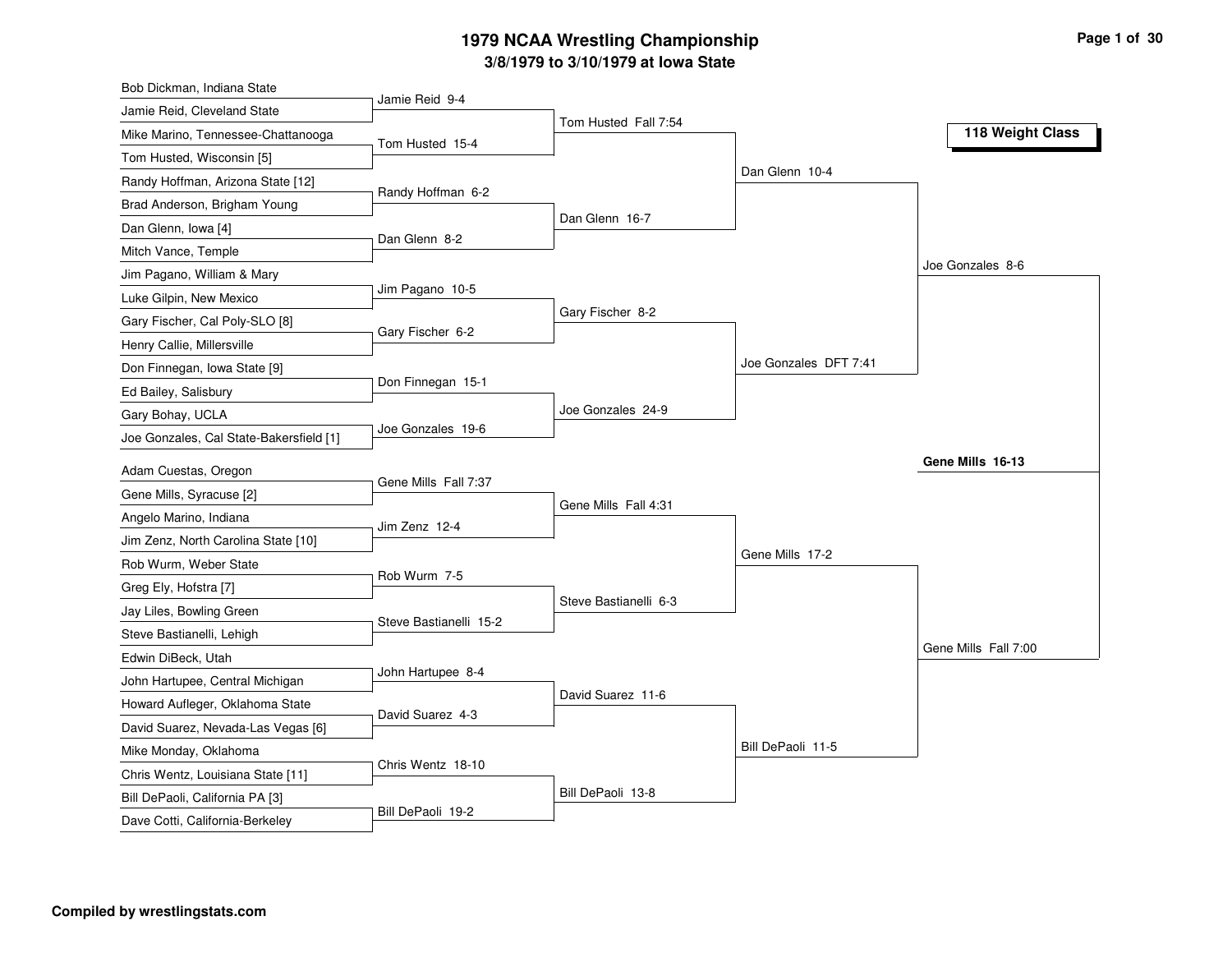# 1979 NCAA Wrestling Championship

## 3/8/1979 to 3/10/1979 at Iowa State

### 118 Weight Class

**First Round**

| Wrestler | Wrestler | Winner |
|---|---|---|
| Bob Dickman, Indiana State | Jamie Reid, Cleveland State | Jamie Reid 9-4 |
| Mike Marino, Tennessee-Chattanooga | Tom Husted, Wisconsin [5] | Tom Husted 15-4 |
| Randy Hoffman, Arizona State [12] | Brad Anderson, Brigham Young | Randy Hoffman 6-2 |
| Dan Glenn, Iowa [4] | Mitch Vance, Temple | Dan Glenn 8-2 |
| Jim Pagano, William & Mary | Luke Gilpin, New Mexico | Jim Pagano 10-5 |
| Gary Fischer, Cal Poly-SLO [8] | Henry Callie, Millersville | Gary Fischer 6-2 |
| Don Finnegan, Iowa State [9] | Ed Bailey, Salisbury | Don Finnegan 15-1 |
| Gary Bohay, UCLA | Joe Gonzales, Cal State-Bakersfield [1] | Joe Gonzales 19-6 |
| Adam Cuestas, Oregon | Gene Mills, Syracuse [2] | Gene Mills Fall 7:37 |
| Angelo Marino, Indiana | Jim Zenz, North Carolina State [10] | Jim Zenz 12-4 |
| Rob Wurm, Weber State | Greg Ely, Hofstra [7] | Rob Wurm 7-5 |
| Jay Liles, Bowling Green | Steve Bastianelli, Lehigh | Steve Bastianelli 15-2 |
| Edwin DiBeck, Utah | John Hartupee, Central Michigan | John Hartupee 8-4 |
| Howard Aufleger, Oklahoma State | David Suarez, Nevada-Las Vegas [6] | David Suarez 4-3 |
| Mike Monday, Oklahoma | Chris Wentz, Louisiana State [11] | Chris Wentz 18-10 |
| Bill DePaoli, California PA [3] | Dave Cotti, California-Berkeley | Bill DePaoli 19-2 |

**Second Round**

- Tom Husted Fall 7:54
- Dan Glenn 16-7
- Gary Fischer 8-2
- Joe Gonzales 24-9
- Gene Mills Fall 4:31
- Steve Bastianelli 6-3
- David Suarez 11-6
- Bill DePaoli 13-8

**Quarterfinals**

- Dan Glenn 10-4
- Joe Gonzales DFT 7:41
- Gene Mills 17-2
- Bill DePaoli 11-5

**Semifinals**

- Joe Gonzales 8-6
- Gene Mills Fall 7:00

**Final**

**Gene Mills 16-13**

Compiled by wrestlingstats.com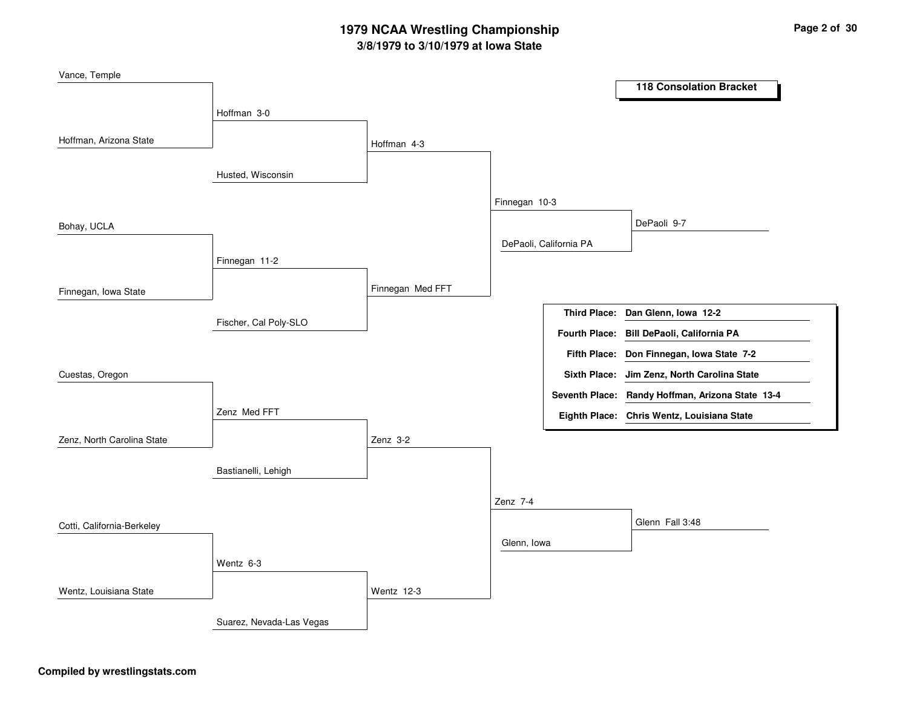# 1979 NCAA Wrestling Championship

## 3/8/1979 to 3/10/1979 at Iowa State

### 118 Consolation Bracket

**Round 1**

- Vance, Temple vs. Hoffman, Arizona State — Hoffman 3-0
- Bohay, UCLA vs. Finnegan, Iowa State — Finnegan 11-2
- Cuestas, Oregon vs. Zenz, North Carolina State — Zenz Med FFT
- Cotti, California-Berkeley vs. Wentz, Louisiana State — Wentz 6-3

**Round 2**

- Hoffman vs. Husted, Wisconsin — Hoffman 4-3
- Finnegan vs. Fischer, Cal Poly-SLO — Finnegan Med FFT
- Zenz vs. Bastianelli, Lehigh — Zenz 3-2
- Wentz vs. Suarez, Nevada-Las Vegas — Wentz 12-3

**Round 3**

- Hoffman vs. Finnegan — Finnegan 10-3
- Zenz vs. Wentz — Zenz 7-4

**Round 4**

- Finnegan vs. DePaoli, California PA — DePaoli 9-7
- Zenz vs. Glenn, Iowa — Glenn Fall 3:48

| Place | Wrestler |
| --- | --- |
| **Third Place:** | **Dan Glenn, Iowa 12-2** |
| **Fourth Place:** | **Bill DePaoli, California PA** |
| **Fifth Place:** | **Don Finnegan, Iowa State 7-2** |
| **Sixth Place:** | **Jim Zenz, North Carolina State** |
| **Seventh Place:** | **Randy Hoffman, Arizona State 13-4** |
| **Eighth Place:** | **Chris Wentz, Louisiana State** |

**Compiled by wrestlingstats.com**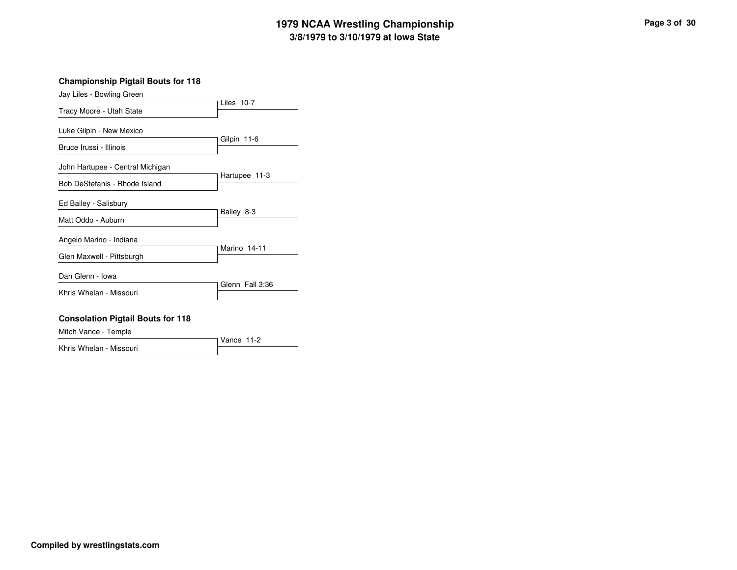### Championship Pigtail Bouts for 118

| Wrestler | Result |
| --- | --- |
| Jay Liles - Bowling Green | Liles 10-7 |
| Tracy Moore - Utah State | |
| Luke Gilpin - New Mexico | Gilpin 11-6 |
| Bruce Irussi - Illinois | |
| John Hartupee - Central Michigan | Hartupee 11-3 |
| Bob DeStefanis - Rhode Island | |
| Ed Bailey - Salisbury | Bailey 8-3 |
| Matt Oddo - Auburn | |
| Angelo Marino - Indiana | Marino 14-11 |
| Glen Maxwell - Pittsburgh | |
| Dan Glenn - Iowa | Glenn Fall 3:36 |
| Khris Whelan - Missouri | |

### Consolation Pigtail Bouts for 118

| Wrestler | Result |
| --- | --- |
| Mitch Vance - Temple | Vance 11-2 |
| Khris Whelan - Missouri | |

**Compiled by wrestlingstats.com**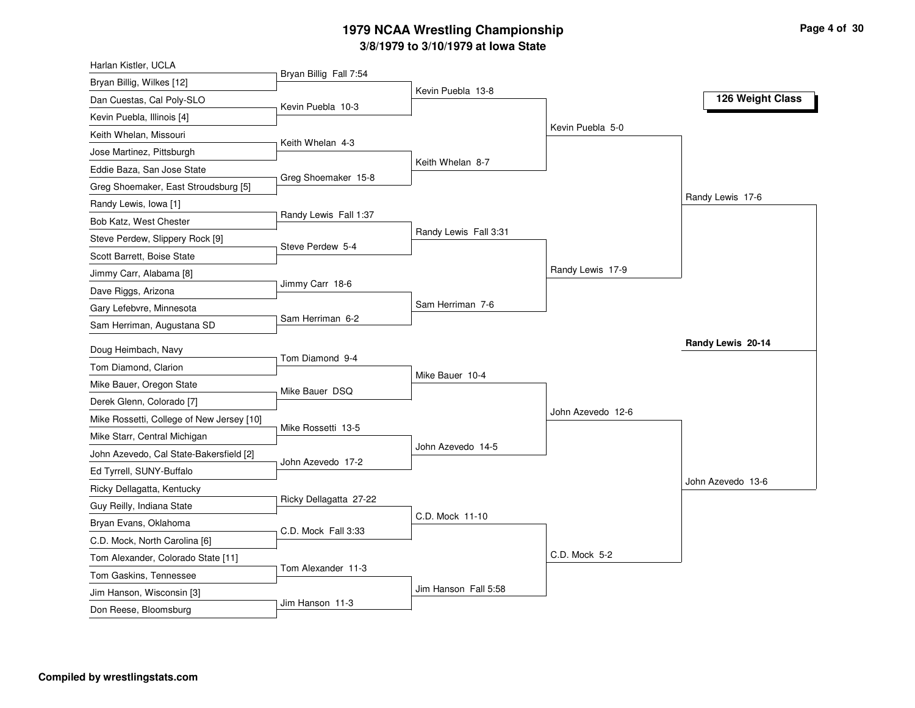# 1979 NCAA Wrestling Championship

## 3/8/1979 to 3/10/1979 at Iowa State

### 126 Weight Class

| First Round | Second Round | Quarterfinals | Semifinals | Final |
|---|---|---|---|---|
| Harlan Kistler, UCLA | | | | |
| Bryan Billig, Wilkes [12] | Bryan Billig Fall 7:54 | | | |
| Dan Cuestas, Cal Poly-SLO | | Kevin Puebla 13-8 | | |
| Kevin Puebla, Illinois [4] | Kevin Puebla 10-3 | | | |
| Keith Whelan, Missouri | | | Kevin Puebla 5-0 | |
| Jose Martinez, Pittsburgh | Keith Whelan 4-3 | | | |
| Eddie Baza, San Jose State | | Keith Whelan 8-7 | | |
| Greg Shoemaker, East Stroudsburg [5] | Greg Shoemaker 15-8 | | | |
| Randy Lewis, Iowa [1] | | | | Randy Lewis 17-6 |
| Bob Katz, West Chester | Randy Lewis Fall 1:37 | | | |
| Steve Perdew, Slippery Rock [9] | | Randy Lewis Fall 3:31 | | |
| Scott Barrett, Boise State | Steve Perdew 5-4 | | | |
| Jimmy Carr, Alabama [8] | | | Randy Lewis 17-9 | |
| Dave Riggs, Arizona | Jimmy Carr 18-6 | | | |
| Gary Lefebvre, Minnesota | | Sam Herriman 7-6 | | |
| Sam Herriman, Augustana SD | Sam Herriman 6-2 | | | |
| Doug Heimbach, Navy | | | | |
| Tom Diamond, Clarion | Tom Diamond 9-4 | | | |
| Mike Bauer, Oregon State | | Mike Bauer 10-4 | | |
| Derek Glenn, Colorado [7] | Mike Bauer DSQ | | | |
| Mike Rossetti, College of New Jersey [10] | | | John Azevedo 12-6 | |
| Mike Starr, Central Michigan | Mike Rossetti 13-5 | | | |
| John Azevedo, Cal State-Bakersfield [2] | | John Azevedo 14-5 | | |
| Ed Tyrrell, SUNY-Buffalo | John Azevedo 17-2 | | | |
| Ricky Dellagatta, Kentucky | | | | John Azevedo 13-6 |
| Guy Reilly, Indiana State | Ricky Dellagatta 27-22 | | | |
| Bryan Evans, Oklahoma | | C.D. Mock 11-10 | | |
| C.D. Mock, North Carolina [6] | C.D. Mock Fall 3:33 | | | |
| Tom Alexander, Colorado State [11] | | | C.D. Mock 5-2 | |
| Tom Gaskins, Tennessee | Tom Alexander 11-3 | | | |
| Jim Hanson, Wisconsin [3] | | Jim Hanson Fall 5:58 | | |
| Don Reese, Bloomsburg | Jim Hanson 11-3 | | | |

**Champion: Randy Lewis 20-14**

**Compiled by wrestlingstats.com**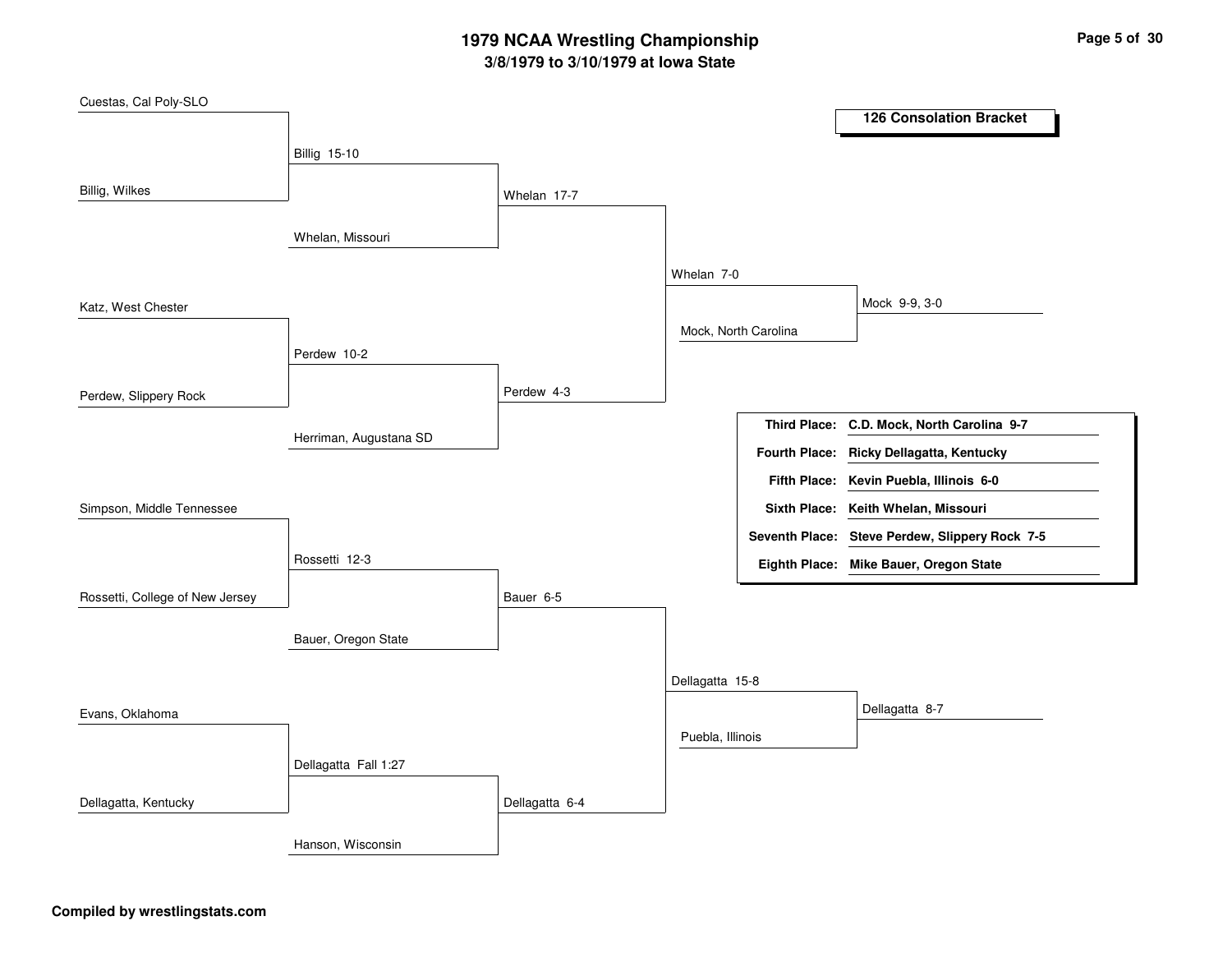# 1979 NCAA Wrestling Championship

## 3/8/1979 to 3/10/1979 at Iowa State

### 126 Consolation Bracket

Cuestas, Cal Poly-SLO

Billig, Wilkes

Billig 15-10

Whelan, Missouri

Whelan 17-7

Katz, West Chester

Perdew, Slippery Rock

Perdew 10-2

Herriman, Augustana SD

Perdew 4-3

Whelan 7-0

Mock, North Carolina

Mock 9-9, 3-0

Simpson, Middle Tennessee

Rossetti, College of New Jersey

Rossetti 12-3

Bauer, Oregon State

Bauer 6-5

Evans, Oklahoma

Dellagatta, Kentucky

Dellagatta Fall 1:27

Hanson, Wisconsin

Dellagatta 6-4

Dellagatta 15-8

Puebla, Illinois

Dellagatta 8-7

| | |
|---|---|
| **Third Place:** | **C.D. Mock, North Carolina 9-7** |
| **Fourth Place:** | **Ricky Dellagatta, Kentucky** |
| **Fifth Place:** | **Kevin Puebla, Illinois 6-0** |
| **Sixth Place:** | **Keith Whelan, Missouri** |
| **Seventh Place:** | **Steve Perdew, Slippery Rock 7-5** |
| **Eighth Place:** | **Mike Bauer, Oregon State** |

**Compiled by wrestlingstats.com**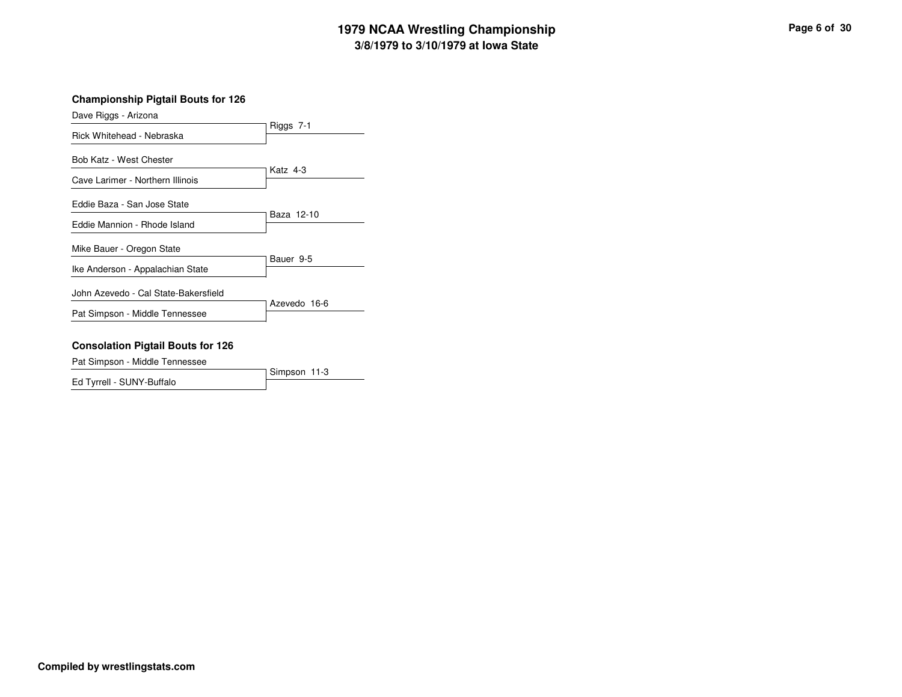# 1979 NCAA Wrestling Championship

## 3/8/1979 to 3/10/1979 at Iowa State

### Championship Pigtail Bouts for 126

| Wrestler 1 | Wrestler 2 | Result |
|---|---|---|
| Dave Riggs - Arizona | Rick Whitehead - Nebraska | Riggs 7-1 |
| Bob Katz - West Chester | Cave Larimer - Northern Illinois | Katz 4-3 |
| Eddie Baza - San Jose State | Eddie Mannion - Rhode Island | Baza 12-10 |
| Mike Bauer - Oregon State | Ike Anderson - Appalachian State | Bauer 9-5 |
| John Azevedo - Cal State-Bakersfield | Pat Simpson - Middle Tennessee | Azevedo 16-6 |

### Consolation Pigtail Bouts for 126

| Wrestler 1 | Wrestler 2 | Result |
|---|---|---|
| Pat Simpson - Middle Tennessee | Ed Tyrrell - SUNY-Buffalo | Simpson 11-3 |

**Compiled by wrestlingstats.com**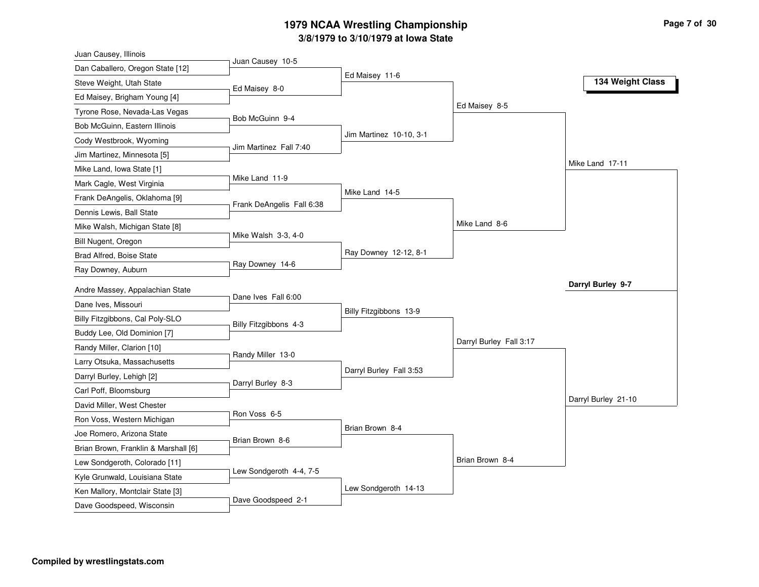# 1979 NCAA Wrestling Championship

## 3/8/1979 to 3/10/1979 at Iowa State

**134 Weight Class**

### First Round

| Wrestler 1 | Wrestler 2 | Winner |
| --- | --- | --- |
| Juan Causey, Illinois | Dan Caballero, Oregon State [12] | Juan Causey 10-5 |
| Steve Weight, Utah State | Ed Maisey, Brigham Young [4] | Ed Maisey 8-0 |
| Tyrone Rose, Nevada-Las Vegas | Bob McGuinn, Eastern Illinois | Bob McGuinn 9-4 |
| Cody Westbrook, Wyoming | Jim Martinez, Minnesota [5] | Jim Martinez Fall 7:40 |
| Mike Land, Iowa State [1] | Mark Cagle, West Virginia | Mike Land 11-9 |
| Frank DeAngelis, Oklahoma [9] | Dennis Lewis, Ball State | Frank DeAngelis Fall 6:38 |
| Mike Walsh, Michigan State [8] | Bill Nugent, Oregon | Mike Walsh 3-3, 4-0 |
| Brad Alfred, Boise State | Ray Downey, Auburn | Ray Downey 14-6 |
| Andre Massey, Appalachian State | Dane Ives, Missouri | Dane Ives Fall 6:00 |
| Billy Fitzgibbons, Cal Poly-SLO | Buddy Lee, Old Dominion [7] | Billy Fitzgibbons 4-3 |
| Randy Miller, Clarion [10] | Larry Otsuka, Massachusetts | Randy Miller 13-0 |
| Darryl Burley, Lehigh [2] | Carl Poff, Bloomsburg | Darryl Burley 8-3 |
| David Miller, West Chester | Ron Voss, Western Michigan | Ron Voss 6-5 |
| Joe Romero, Arizona State | Brian Brown, Franklin & Marshall [6] | Brian Brown 8-6 |
| Lew Sondgeroth, Colorado [11] | Kyle Grunwald, Louisiana State | Lew Sondgeroth 4-4, 7-5 |
| Ken Mallory, Montclair State [3] | Dave Goodspeed, Wisconsin | Dave Goodspeed 2-1 |

### Second Round

- Ed Maisey 11-6
- Jim Martinez 10-10, 3-1
- Mike Land 14-5
- Ray Downey 12-12, 8-1
- Billy Fitzgibbons 13-9
- Darryl Burley Fall 3:53
- Brian Brown 8-4
- Lew Sondgeroth 14-13

### Quarterfinals

- Ed Maisey 8-5
- Mike Land 8-6
- Darryl Burley Fall 3:17
- Brian Brown 8-4

### Semifinals

- Mike Land 17-11
- Darryl Burley 21-10

### Final

**Darryl Burley 9-7**

**Compiled by wrestlingstats.com**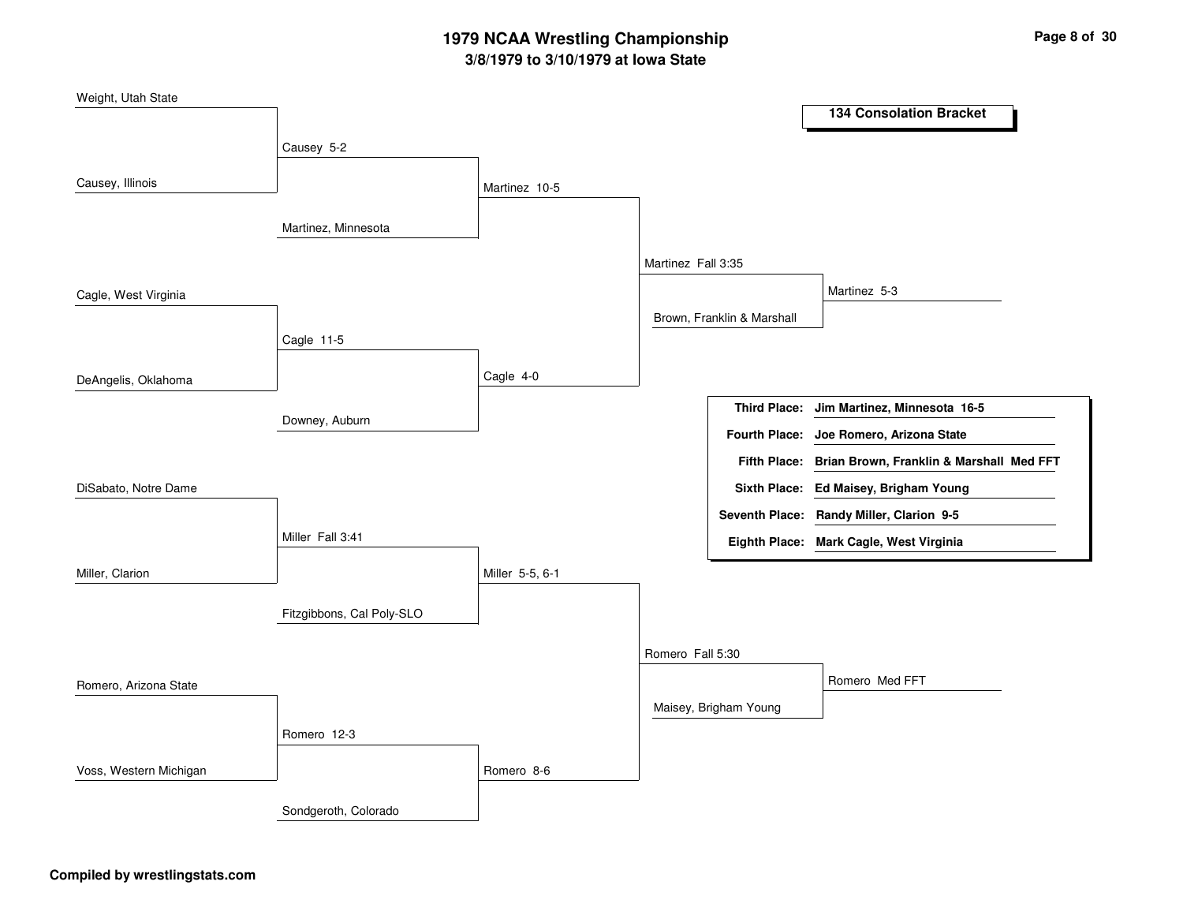# 1979 NCAA Wrestling Championship

## 3/8/1979 to 3/10/1979 at Iowa State

### 134 Consolation Bracket

**Round 1**
- Weight, Utah State vs. Causey, Illinois — Causey 5-2
- Cagle, West Virginia vs. DeAngelis, Oklahoma — Cagle 11-5
- DiSabato, Notre Dame vs. Miller, Clarion — Miller Fall 3:41
- Romero, Arizona State vs. Voss, Western Michigan — Romero 12-3

**Round 2**
- Causey vs. Martinez, Minnesota — Martinez 10-5
- Cagle vs. Downey, Auburn — Cagle 4-0
- Miller vs. Fitzgibbons, Cal Poly-SLO — Miller 5-5, 6-1
- Romero vs. Sondgeroth, Colorado — Romero 8-6

**Round 3**
- Martinez vs. Cagle — Martinez Fall 3:35
- Miller vs. Romero — Romero Fall 5:30

**Round 4**
- Martinez vs. Brown, Franklin & Marshall — Martinez 5-3
- Romero vs. Maisey, Brigham Young — Romero Med FFT

| Place | Result |
|---|---|
| Third Place: | Jim Martinez, Minnesota 16-5 |
| Fourth Place: | Joe Romero, Arizona State |
| Fifth Place: | Brian Brown, Franklin & Marshall Med FFT |
| Sixth Place: | Ed Maisey, Brigham Young |
| Seventh Place: | Randy Miller, Clarion 9-5 |
| Eighth Place: | Mark Cagle, West Virginia |

**Compiled by wrestlingstats.com**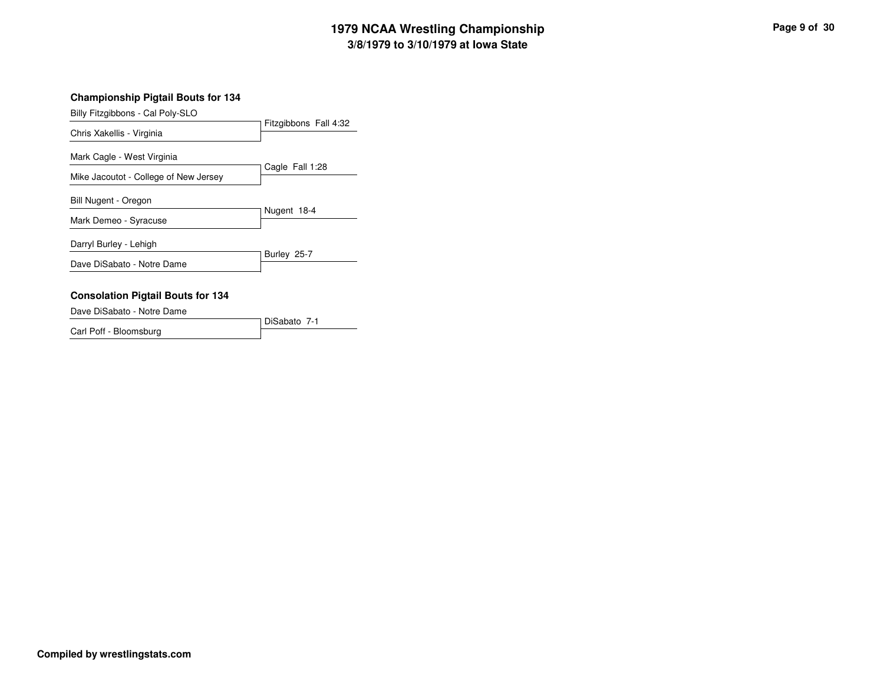# 1979 NCAA Wrestling Championship
## 3/8/1979 to 3/10/1979 at Iowa State

### Championship Pigtail Bouts for 134

| Wrestler 1 | Wrestler 2 | Result |
|---|---|---|
| Billy Fitzgibbons - Cal Poly-SLO | Chris Xakellis - Virginia | Fitzgibbons Fall 4:32 |
| Mark Cagle - West Virginia | Mike Jacoutot - College of New Jersey | Cagle Fall 1:28 |
| Bill Nugent - Oregon | Mark Demeo - Syracuse | Nugent 18-4 |
| Darryl Burley - Lehigh | Dave DiSabato - Notre Dame | Burley 25-7 |

### Consolation Pigtail Bouts for 134

| Wrestler 1 | Wrestler 2 | Result |
|---|---|---|
| Dave DiSabato - Notre Dame | Carl Poff - Bloomsburg | DiSabato 7-1 |

**Compiled by wrestlingstats.com**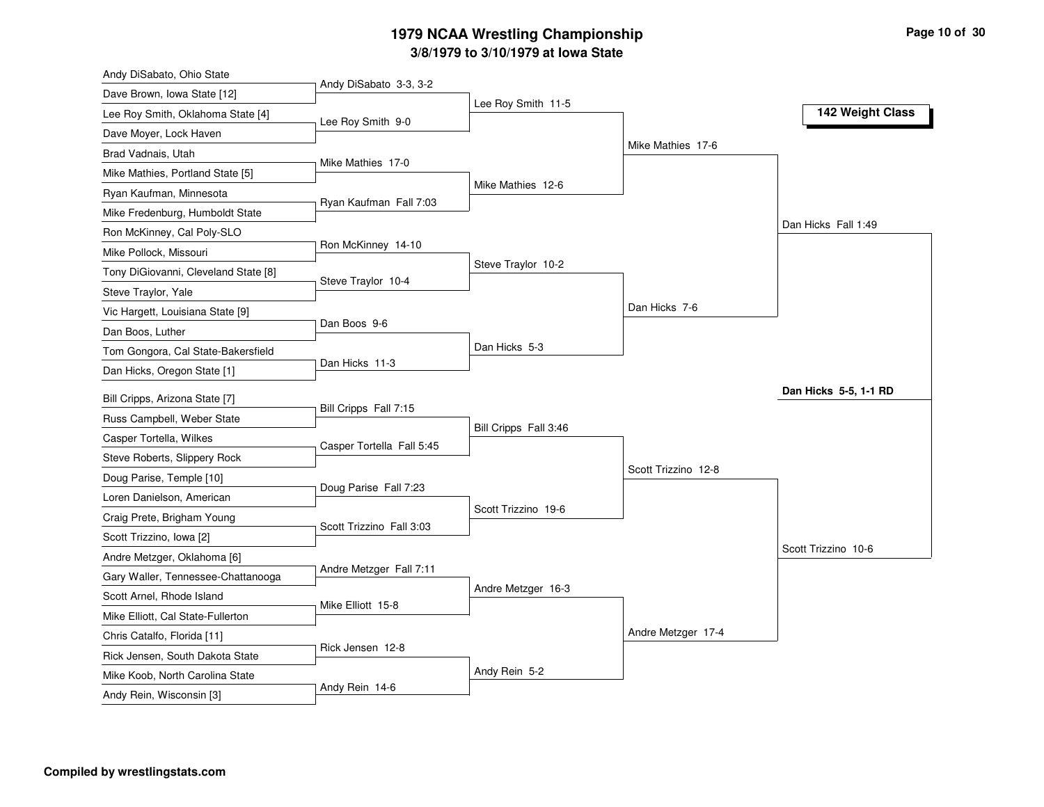# 1979 NCAA Wrestling Championship

**3/8/1979 to 3/10/1979 at Iowa State**

**142 Weight Class**

## First Round

| Wrestler 1 | Wrestler 2 | Result |
|---|---|---|
| Andy DiSabato, Ohio State | Dave Brown, Iowa State [12] | Andy DiSabato 3-3, 3-2 |
| Lee Roy Smith, Oklahoma State [4] | Dave Moyer, Lock Haven | Lee Roy Smith 9-0 |
| Brad Vadnais, Utah | Mike Mathies, Portland State [5] | Mike Mathies 17-0 |
| Ryan Kaufman, Minnesota | Mike Fredenburg, Humboldt State | Ryan Kaufman Fall 7:03 |
| Ron McKinney, Cal Poly-SLO | Mike Pollock, Missouri | Ron McKinney 14-10 |
| Tony DiGiovanni, Cleveland State [8] | Steve Traylor, Yale | Steve Traylor 10-4 |
| Vic Hargett, Louisiana State [9] | Dan Boos, Luther | Dan Boos 9-6 |
| Tom Gongora, Cal State-Bakersfield | Dan Hicks, Oregon State [1] | Dan Hicks 11-3 |
| Bill Cripps, Arizona State [7] | Russ Campbell, Weber State | Bill Cripps Fall 7:15 |
| Casper Tortella, Wilkes | Steve Roberts, Slippery Rock | Casper Tortella Fall 5:45 |
| Doug Parise, Temple [10] | Loren Danielson, American | Doug Parise Fall 7:23 |
| Craig Prete, Brigham Young | Scott Trizzino, Iowa [2] | Scott Trizzino Fall 3:03 |
| Andre Metzger, Oklahoma [6] | Gary Waller, Tennessee-Chattanooga | Andre Metzger Fall 7:11 |
| Scott Arnel, Rhode Island | Mike Elliott, Cal State-Fullerton | Mike Elliott 15-8 |
| Chris Catalfo, Florida [11] | Rick Jensen, South Dakota State | Rick Jensen 12-8 |
| Mike Koob, North Carolina State | Andy Rein, Wisconsin [3] | Andy Rein 14-6 |

## Second Round

- Lee Roy Smith 11-5
- Mike Mathies 12-6
- Steve Traylor 10-2
- Dan Hicks 5-3
- Bill Cripps Fall 3:46
- Scott Trizzino 19-6
- Andre Metzger 16-3
- Andy Rein 5-2

## Quarterfinals

- Mike Mathies 17-6
- Dan Hicks 7-6
- Scott Trizzino 12-8
- Andre Metzger 17-4

## Semifinals

- Dan Hicks Fall 1:49
- Scott Trizzino 10-6

## Final

**Dan Hicks 5-5, 1-1 RD**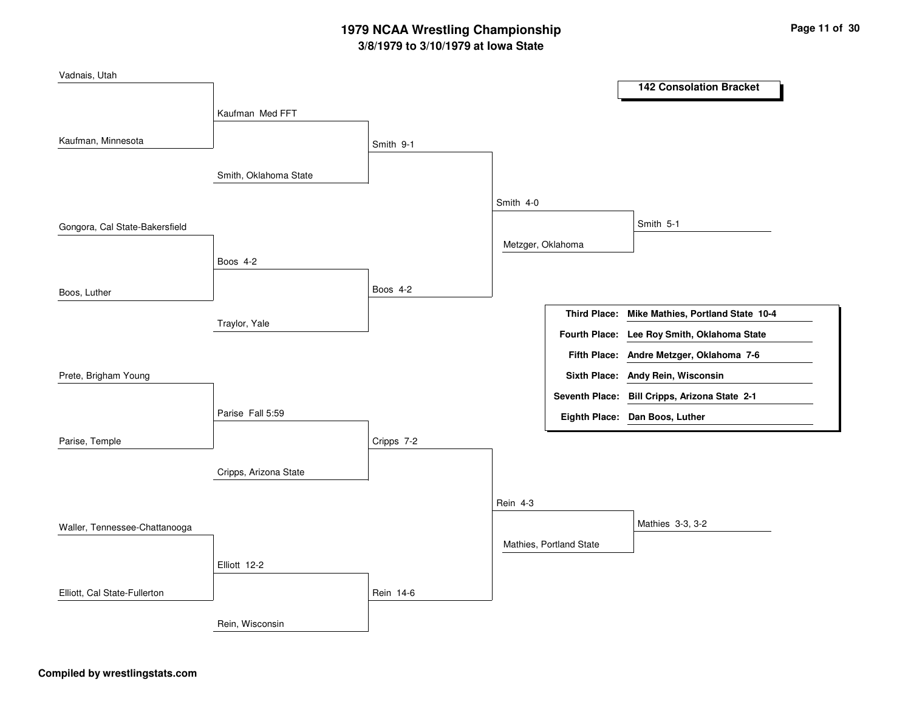# 1979 NCAA Wrestling Championship

## 3/8/1979 to 3/10/1979 at Iowa State

### 142 Consolation Bracket

**First round**

- Vadnais, Utah vs. Kaufman, Minnesota — Kaufman Med FFT
- Gongora, Cal State-Bakersfield vs. Boos, Luther — Boos 4-2
- Prete, Brigham Young vs. Parise, Temple — Parise Fall 5:59
- Waller, Tennessee-Chattanooga vs. Elliott, Cal State-Fullerton — Elliott 12-2

**Second round**

- Kaufman vs. Smith, Oklahoma State — Smith 9-1
- Boos vs. Traylor, Yale — Boos 4-2
- Parise vs. Cripps, Arizona State — Cripps 7-2
- Elliott vs. Rein, Wisconsin — Rein 14-6

**Third round**

- Smith vs. Boos — Smith 4-0
- Cripps vs. Rein — Rein 4-3

**Fourth round**

- Smith vs. Metzger, Oklahoma — Smith 5-1
- Rein vs. Mathies, Portland State — Mathies 3-3, 3-2

| Place | Wrestler |
| --- | --- |
| **Third Place:** | **Mike Mathies, Portland State 10-4** |
| **Fourth Place:** | **Lee Roy Smith, Oklahoma State** |
| **Fifth Place:** | **Andre Metzger, Oklahoma 7-6** |
| **Sixth Place:** | **Andy Rein, Wisconsin** |
| **Seventh Place:** | **Bill Cripps, Arizona State 2-1** |
| **Eighth Place:** | **Dan Boos, Luther** |

**Compiled by wrestlingstats.com**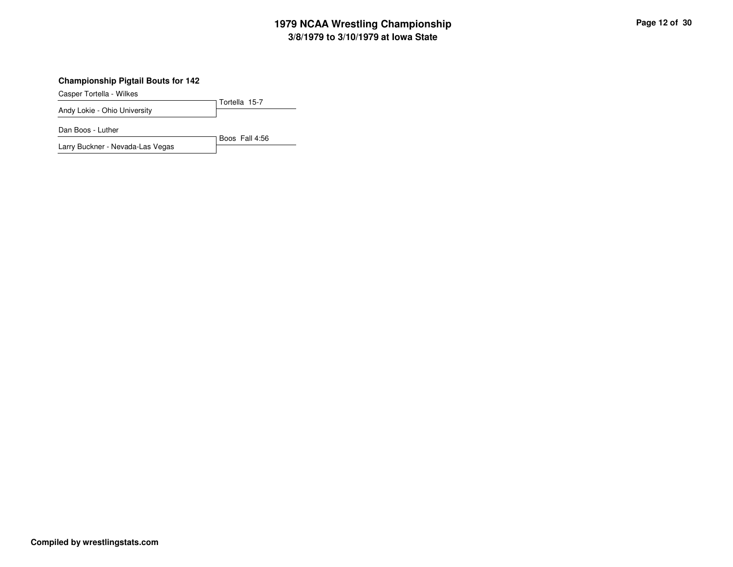### Championship Pigtail Bouts for 142

Casper Tortella - Wilkes
Andy Lokie - Ohio University
Tortella 15-7

Dan Boos - Luther
Larry Buckner - Nevada-Las Vegas
Boos Fall 4:56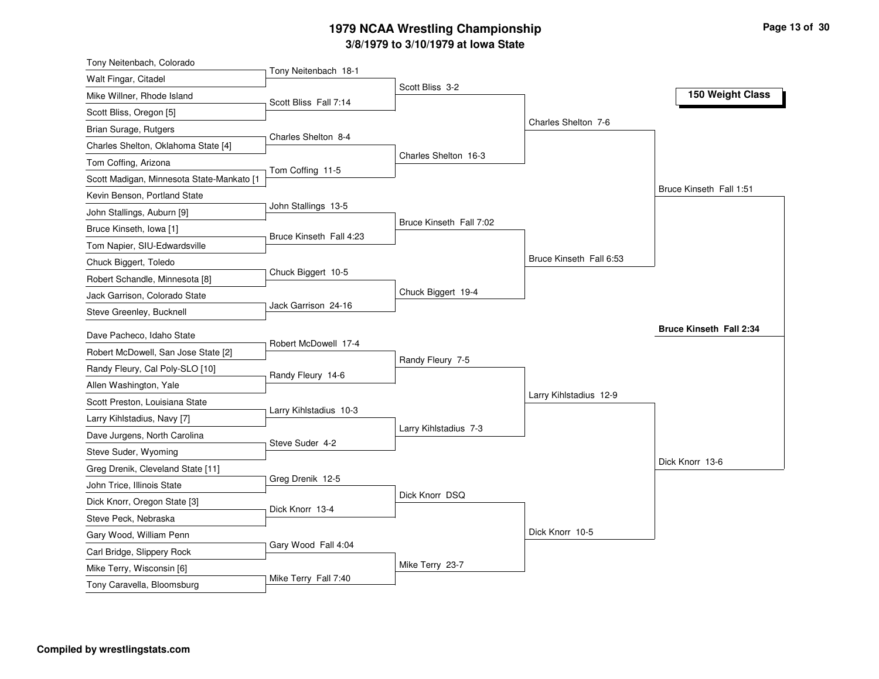# 1979 NCAA Wrestling Championship

## 3/8/1979 to 3/10/1979 at Iowa State

### 150 Weight Class

**First Round**

| Wrestler 1 | Wrestler 2 | Result |
|---|---|---|
| Tony Neitenbach, Colorado | Walt Fingar, Citadel | Tony Neitenbach 18-1 |
| Mike Willner, Rhode Island | Scott Bliss, Oregon [5] | Scott Bliss Fall 7:14 |
| Brian Surage, Rutgers | Charles Shelton, Oklahoma State [4] | Charles Shelton 8-4 |
| Tom Coffing, Arizona | Scott Madigan, Minnesota State-Mankato [1 | Tom Coffing 11-5 |
| Kevin Benson, Portland State | John Stallings, Auburn [9] | John Stallings 13-5 |
| Bruce Kinseth, Iowa [1] | Tom Napier, SIU-Edwardsville | Bruce Kinseth Fall 4:23 |
| Chuck Biggert, Toledo | Robert Schandle, Minnesota [8] | Chuck Biggert 10-5 |
| Jack Garrison, Colorado State | Steve Greenley, Bucknell | Jack Garrison 24-16 |
| Dave Pacheco, Idaho State | Robert McDowell, San Jose State [2] | Robert McDowell 17-4 |
| Randy Fleury, Cal Poly-SLO [10] | Allen Washington, Yale | Randy Fleury 14-6 |
| Scott Preston, Louisiana State | Larry Kihlstadius, Navy [7] | Larry Kihlstadius 10-3 |
| Dave Jurgens, North Carolina | Steve Suder, Wyoming | Steve Suder 4-2 |
| Greg Drenik, Cleveland State [11] | John Trice, Illinois State | Greg Drenik 12-5 |
| Dick Knorr, Oregon State [3] | Steve Peck, Nebraska | Dick Knorr 13-4 |
| Gary Wood, William Penn | Carl Bridge, Slippery Rock | Gary Wood Fall 4:04 |
| Mike Terry, Wisconsin [6] | Tony Caravella, Bloomsburg | Mike Terry Fall 7:40 |

**Second Round**

- Scott Bliss 3-2
- Charles Shelton 16-3
- Bruce Kinseth Fall 7:02
- Chuck Biggert 19-4
- Randy Fleury 7-5
- Larry Kihlstadius 7-3
- Dick Knorr DSQ
- Mike Terry 23-7

**Quarterfinals**

- Charles Shelton 7-6
- Bruce Kinseth Fall 6:53
- Larry Kihlstadius 12-9
- Dick Knorr 10-5

**Semifinals**

- Bruce Kinseth Fall 1:51
- Dick Knorr 13-6

**Final**

- **Bruce Kinseth Fall 2:34**

**Compiled by wrestlingstats.com**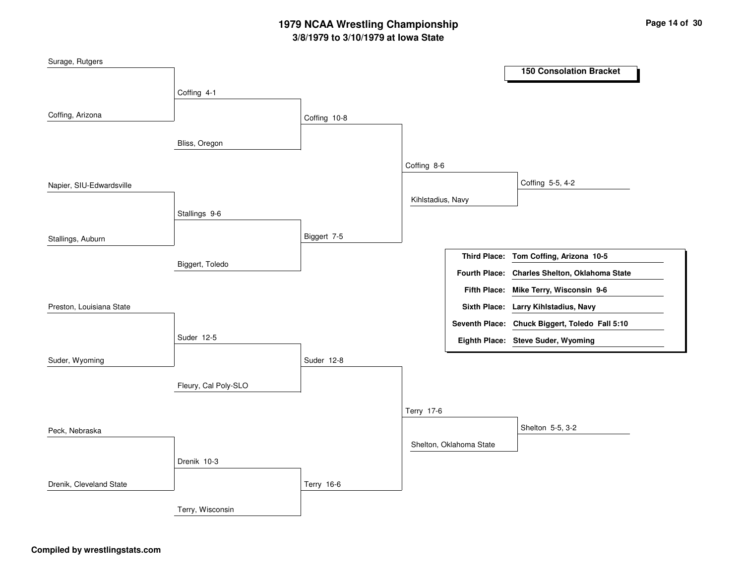# 1979 NCAA Wrestling Championship

## 3/8/1979 to 3/10/1979 at Iowa State

### 150 Consolation Bracket

Surage, Rutgers

Coffing 4-1

Coffing, Arizona

Coffing 10-8

Bliss, Oregon

Coffing 8-6

Napier, SIU-Edwardsville

Kihlstadius, Navy

Coffing 5-5, 4-2

Stallings 9-6

Stallings, Auburn

Biggert 7-5

Biggert, Toledo

Preston, Louisiana State

Suder 12-5

Suder, Wyoming

Suder 12-8

Fleury, Cal Poly-SLO

Terry 17-6

Peck, Nebraska

Shelton, Oklahoma State

Shelton 5-5, 3-2

Drenik 10-3

Drenik, Cleveland State

Terry 16-6

Terry, Wisconsin

| Place | Result |
|---|---|
| **Third Place:** | **Tom Coffing, Arizona 10-5** |
| **Fourth Place:** | **Charles Shelton, Oklahoma State** |
| **Fifth Place:** | **Mike Terry, Wisconsin 9-6** |
| **Sixth Place:** | **Larry Kihlstadius, Navy** |
| **Seventh Place:** | **Chuck Biggert, Toledo Fall 5:10** |
| **Eighth Place:** | **Steve Suder, Wyoming** |

**Compiled by wrestlingstats.com**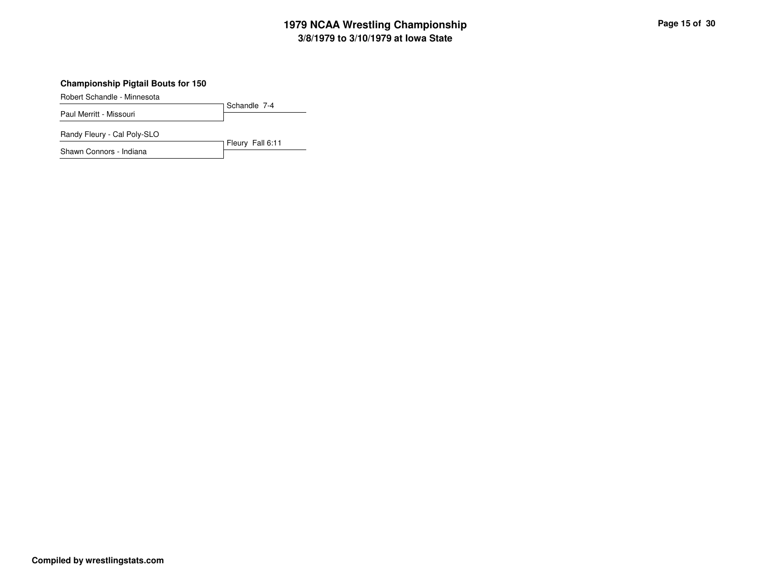### Championship Pigtail Bouts for 150

| Wrestlers | Result |
|---|---|
| Robert Schandle - Minnesota vs. Paul Merritt - Missouri | Schandle 7-4 |
| Randy Fleury - Cal Poly-SLO vs. Shawn Connors - Indiana | Fleury Fall 6:11 |

Compiled by wrestlingstats.com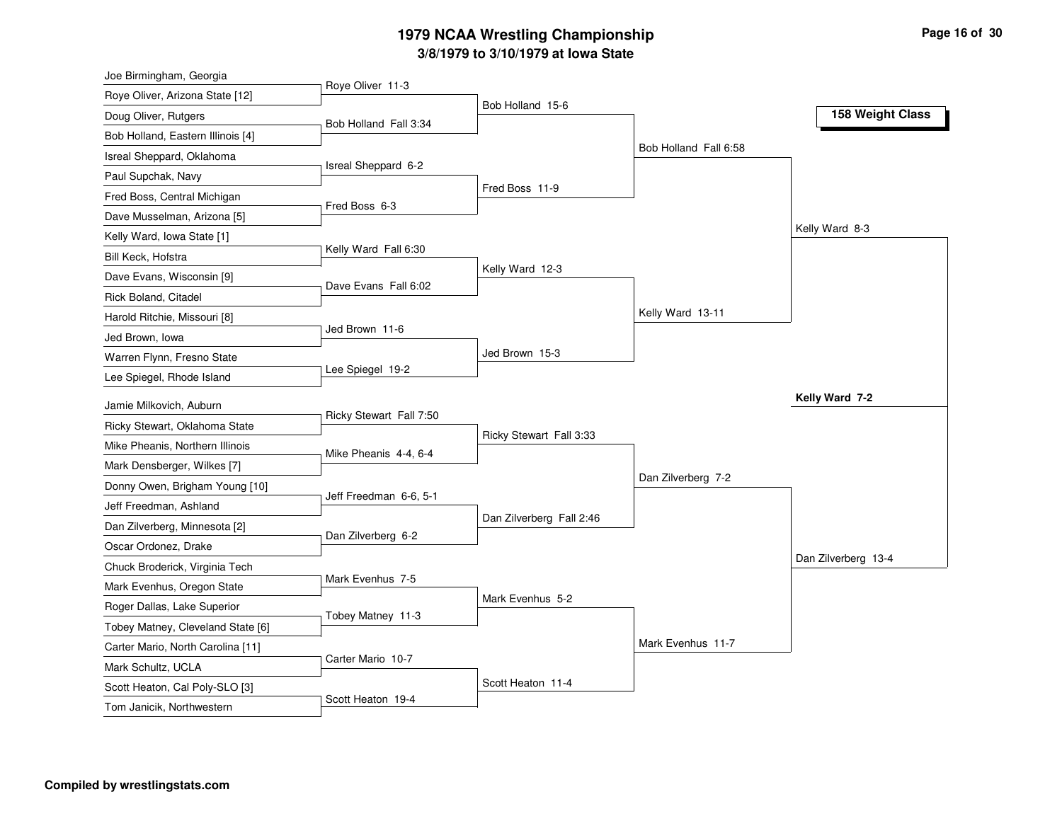# 1979 NCAA Wrestling Championship

## 3/8/1979 to 3/10/1979 at Iowa State

### 158 Weight Class

| First Round | Result | Second Round | Quarterfinals | Semifinals |
|---|---|---|---|---|
| Joe Birmingham, Georgia | | | | |
| Roye Oliver, Arizona State [12] | Roye Oliver 11-3 | | | |
| Doug Oliver, Rutgers | | Bob Holland 15-6 | | |
| Bob Holland, Eastern Illinois [4] | Bob Holland Fall 3:34 | | | |
| Isreal Sheppard, Oklahoma | | | Bob Holland Fall 6:58 | |
| Paul Supchak, Navy | Isreal Sheppard 6-2 | | | |
| Fred Boss, Central Michigan | | Fred Boss 11-9 | | |
| Dave Musselman, Arizona [5] | Fred Boss 6-3 | | | |
| Kelly Ward, Iowa State [1] | | | | Kelly Ward 8-3 |
| Bill Keck, Hofstra | Kelly Ward Fall 6:30 | | | |
| Dave Evans, Wisconsin [9] | | Kelly Ward 12-3 | | |
| Rick Boland, Citadel | Dave Evans Fall 6:02 | | | |
| Harold Ritchie, Missouri [8] | | | Kelly Ward 13-11 | |
| Jed Brown, Iowa | Jed Brown 11-6 | | | |
| Warren Flynn, Fresno State | | Jed Brown 15-3 | | |
| Lee Spiegel, Rhode Island | Lee Spiegel 19-2 | | | |
| Jamie Milkovich, Auburn | | | | |
| Ricky Stewart, Oklahoma State | Ricky Stewart Fall 7:50 | | | |
| Mike Pheanis, Northern Illinois | | Ricky Stewart Fall 3:33 | | |
| Mark Densberger, Wilkes [7] | Mike Pheanis 4-4, 6-4 | | | |
| Donny Owen, Brigham Young [10] | | | Dan Zilverberg 7-2 | |
| Jeff Freedman, Ashland | Jeff Freedman 6-6, 5-1 | | | |
| Dan Zilverberg, Minnesota [2] | | Dan Zilverberg Fall 2:46 | | |
| Oscar Ordonez, Drake | Dan Zilverberg 6-2 | | | |
| Chuck Broderick, Virginia Tech | | | | Dan Zilverberg 13-4 |
| Mark Evenhus, Oregon State | Mark Evenhus 7-5 | | | |
| Roger Dallas, Lake Superior | | Mark Evenhus 5-2 | | |
| Tobey Matney, Cleveland State [6] | Tobey Matney 11-3 | | | |
| Carter Mario, North Carolina [11] | | | Mark Evenhus 11-7 | |
| Mark Schultz, UCLA | Carter Mario 10-7 | | | |
| Scott Heaton, Cal Poly-SLO [3] | | Scott Heaton 11-4 | | |
| Tom Janicik, Northwestern | Scott Heaton 19-4 | | | |

**Champion: Kelly Ward 7-2**

**Compiled by wrestlingstats.com**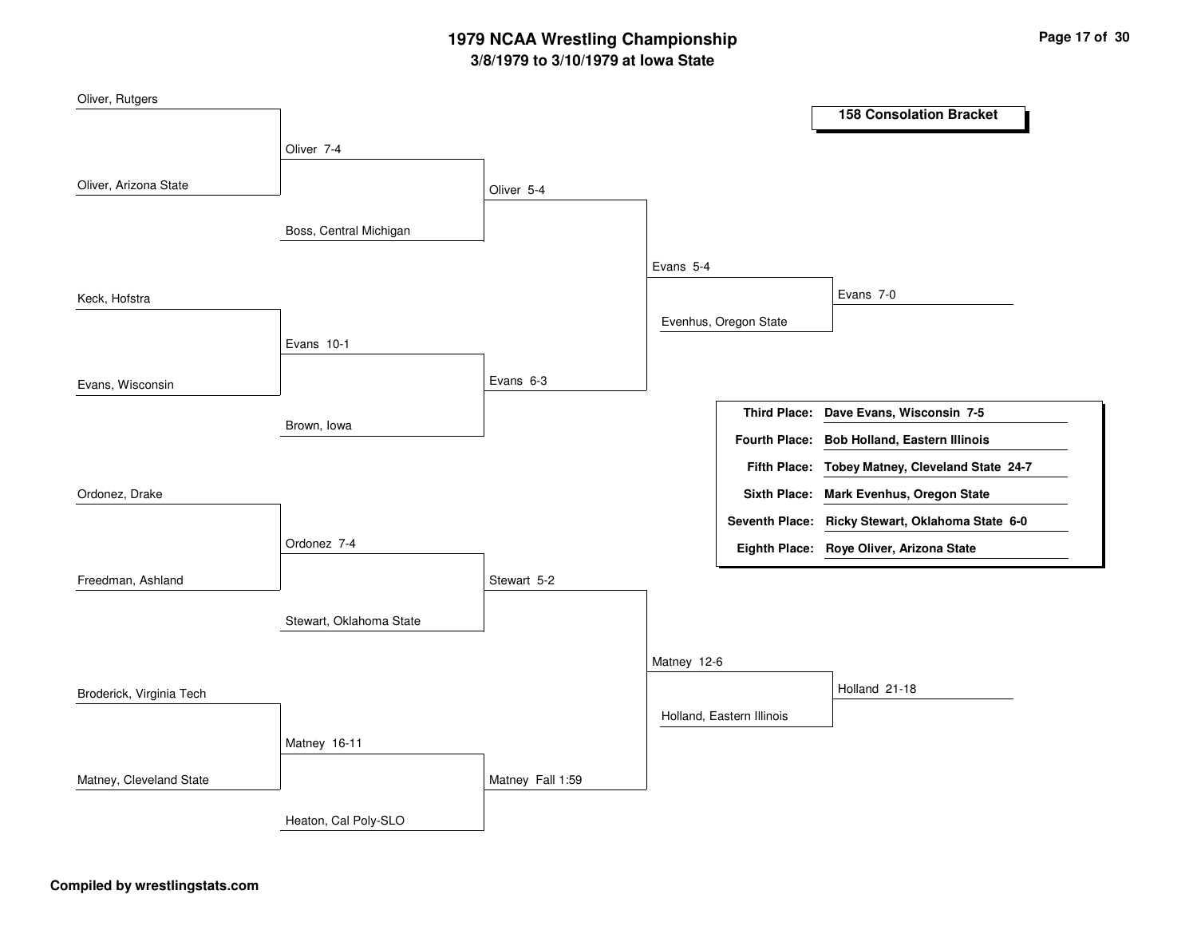# 1979 NCAA Wrestling Championship

## 3/8/1979 to 3/10/1979 at Iowa State

### 158 Consolation Bracket

**Round 1**
- Oliver, Rutgers vs. Oliver, Arizona State — Oliver 7-4
- Keck, Hofstra vs. Evans, Wisconsin — Evans 10-1
- Ordonez, Drake vs. Freedman, Ashland — Ordonez 7-4
- Broderick, Virginia Tech vs. Matney, Cleveland State — Matney 16-11

**Round 2**
- Oliver vs. Boss, Central Michigan — Oliver 5-4
- Evans vs. Brown, Iowa — Evans 6-3
- Ordonez vs. Stewart, Oklahoma State — Stewart 5-2
- Matney vs. Heaton, Cal Poly-SLO — Matney Fall 1:59

**Round 3**
- Oliver vs. Evans — Evans 5-4
- Stewart vs. Matney — Matney 12-6

**Round 4**
- Evans vs. Evenhus, Oregon State — Evans 7-0
- Matney vs. Holland, Eastern Illinois — Holland 21-18

| Place | Result |
|---|---|
| **Third Place:** | **Dave Evans, Wisconsin 7-5** |
| **Fourth Place:** | **Bob Holland, Eastern Illinois** |
| **Fifth Place:** | **Tobey Matney, Cleveland State 24-7** |
| **Sixth Place:** | **Mark Evenhus, Oregon State** |
| **Seventh Place:** | **Ricky Stewart, Oklahoma State 6-0** |
| **Eighth Place:** | **Roye Oliver, Arizona State** |

**Compiled by wrestlingstats.com**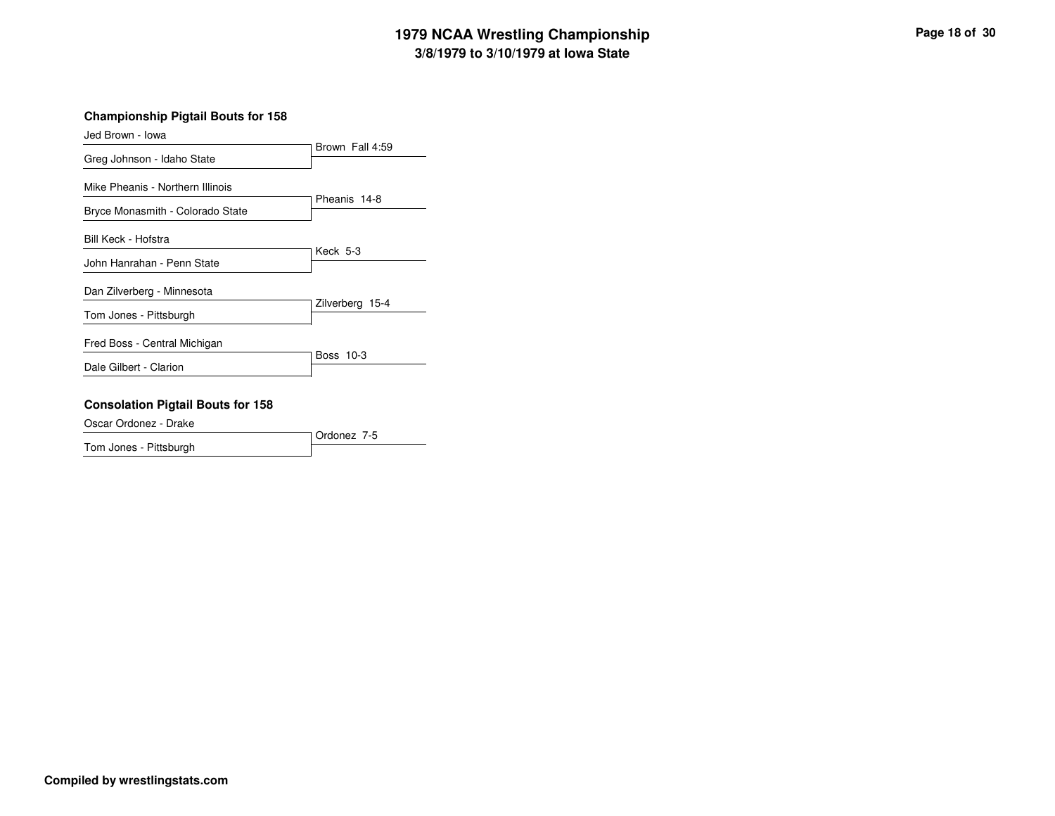# 1979 NCAA Wrestling Championship
## 3/8/1979 to 3/10/1979 at Iowa State

### Championship Pigtail Bouts for 158

| Wrestler 1 | Wrestler 2 | Result |
|---|---|---|
| Jed Brown - Iowa | Greg Johnson - Idaho State | Brown Fall 4:59 |
| Mike Pheanis - Northern Illinois | Bryce Monasmith - Colorado State | Pheanis 14-8 |
| Bill Keck - Hofstra | John Hanrahan - Penn State | Keck 5-3 |
| Dan Zilverberg - Minnesota | Tom Jones - Pittsburgh | Zilverberg 15-4 |
| Fred Boss - Central Michigan | Dale Gilbert - Clarion | Boss 10-3 |

### Consolation Pigtail Bouts for 158

| Wrestler 1 | Wrestler 2 | Result |
|---|---|---|
| Oscar Ordonez - Drake | Tom Jones - Pittsburgh | Ordonez 7-5 |

**Compiled by wrestlingstats.com**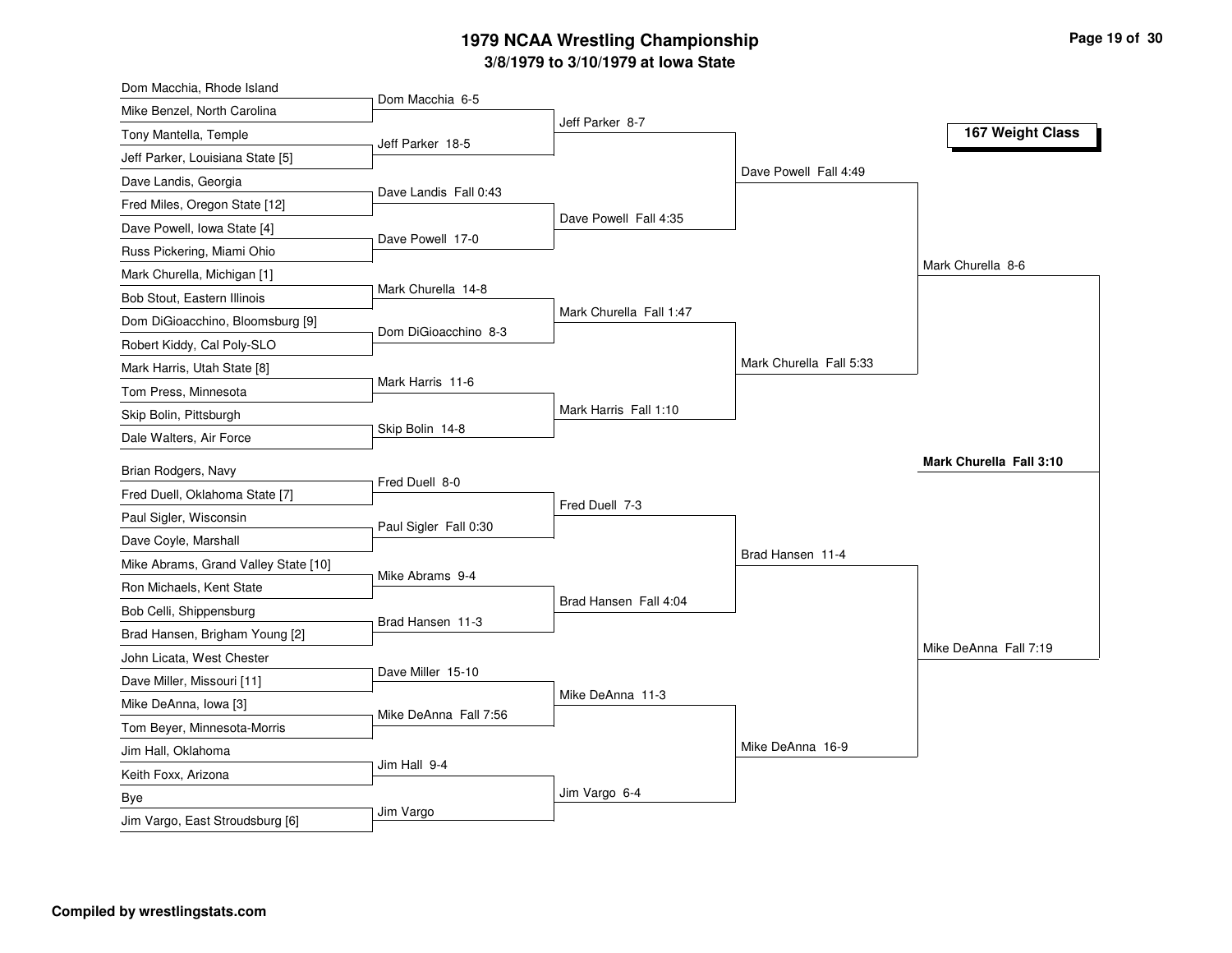# 1979 NCAA Wrestling Championship

## 3/8/1979 to 3/10/1979 at Iowa State

### 167 Weight Class

**First Round**

| Wrestler 1 | Wrestler 2 | Result |
|---|---|---|
| Dom Macchia, Rhode Island | Mike Benzel, North Carolina | Dom Macchia 6-5 |
| Tony Mantella, Temple | Jeff Parker, Louisiana State [5] | Jeff Parker 18-5 |
| Dave Landis, Georgia | Fred Miles, Oregon State [12] | Dave Landis Fall 0:43 |
| Dave Powell, Iowa State [4] | Russ Pickering, Miami Ohio | Dave Powell 17-0 |
| Mark Churella, Michigan [1] | Bob Stout, Eastern Illinois | Mark Churella 14-8 |
| Dom DiGioacchino, Bloomsburg [9] | Robert Kiddy, Cal Poly-SLO | Dom DiGioacchino 8-3 |
| Mark Harris, Utah State [8] | Tom Press, Minnesota | Mark Harris 11-6 |
| Skip Bolin, Pittsburgh | Dale Walters, Air Force | Skip Bolin 14-8 |
| Brian Rodgers, Navy | Fred Duell, Oklahoma State [7] | Fred Duell 8-0 |
| Paul Sigler, Wisconsin | Dave Coyle, Marshall | Paul Sigler Fall 0:30 |
| Mike Abrams, Grand Valley State [10] | Ron Michaels, Kent State | Mike Abrams 9-4 |
| Bob Celli, Shippensburg | Brad Hansen, Brigham Young [2] | Brad Hansen 11-3 |
| John Licata, West Chester | Dave Miller, Missouri [11] | Dave Miller 15-10 |
| Mike DeAnna, Iowa [3] | Tom Beyer, Minnesota-Morris | Mike DeAnna Fall 7:56 |
| Jim Hall, Oklahoma | Keith Foxx, Arizona | Jim Hall 9-4 |
| Bye | Jim Vargo, East Stroudsburg [6] | Jim Vargo |

**Second Round**

- Jeff Parker 8-7
- Dave Powell Fall 4:35
- Mark Churella Fall 1:47
- Mark Harris Fall 1:10
- Fred Duell 7-3
- Brad Hansen Fall 4:04
- Mike DeAnna 11-3
- Jim Vargo 6-4

**Quarterfinals**

- Dave Powell Fall 4:49
- Mark Churella Fall 5:33
- Brad Hansen 11-4
- Mike DeAnna 16-9

**Semifinals**

- Mark Churella 8-6
- Mike DeAnna Fall 7:19

**Final**

- **Mark Churella Fall 3:10**

**Compiled by wrestlingstats.com**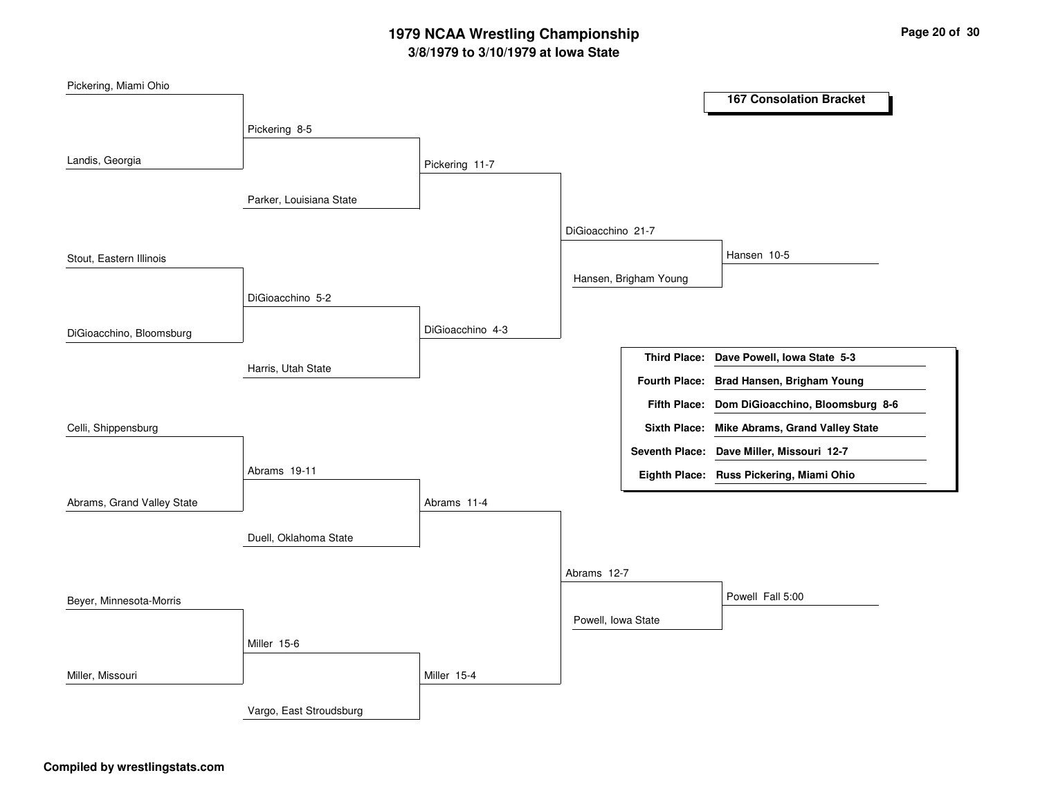# 1979 NCAA Wrestling Championship

## 3/8/1979 to 3/10/1979 at Iowa State

### 167 Consolation Bracket

**First Round**

- Pickering, Miami Ohio vs. Landis, Georgia — Pickering 8-5
- Stout, Eastern Illinois vs. DiGioacchino, Bloomsburg — DiGioacchino 5-2
- Celli, Shippensburg vs. Abrams, Grand Valley State — Abrams 19-11
- Beyer, Minnesota-Morris vs. Miller, Missouri — Miller 15-6

**Second Round**

- Pickering vs. Parker, Louisiana State — Pickering 11-7
- DiGioacchino vs. Harris, Utah State — DiGioacchino 4-3
- Abrams vs. Duell, Oklahoma State — Abrams 11-4
- Miller vs. Vargo, East Stroudsburg — Miller 15-4

**Third Round**

- Pickering vs. DiGioacchino — DiGioacchino 21-7
- Abrams vs. Miller — Abrams 12-7

**Fourth Round**

- DiGioacchino vs. Hansen, Brigham Young — Hansen 10-5
- Abrams vs. Powell, Iowa State — Powell Fall 5:00

| | |
|---|---|
| **Third Place:** | **Dave Powell, Iowa State 5-3** |
| **Fourth Place:** | **Brad Hansen, Brigham Young** |
| **Fifth Place:** | **Dom DiGioacchino, Bloomsburg 8-6** |
| **Sixth Place:** | **Mike Abrams, Grand Valley State** |
| **Seventh Place:** | **Dave Miller, Missouri 12-7** |
| **Eighth Place:** | **Russ Pickering, Miami Ohio** |

**Compiled by wrestlingstats.com**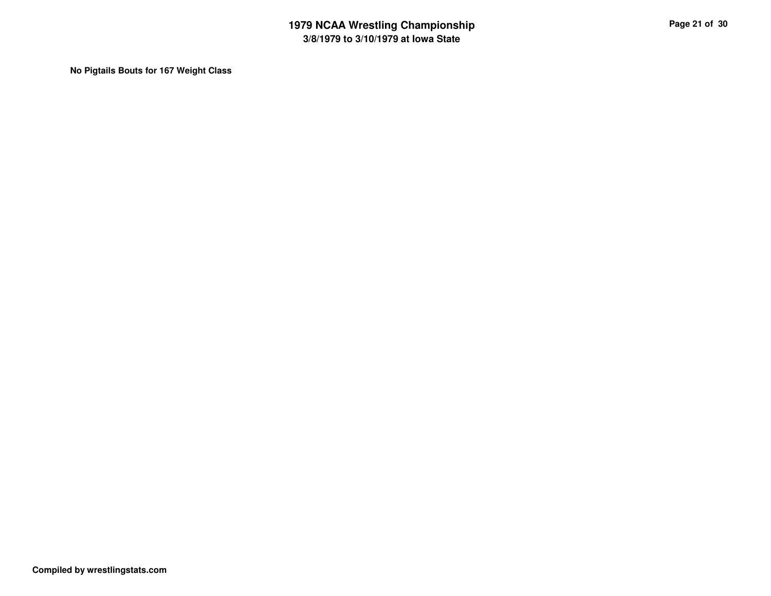**No Pigtails Bouts for 167 Weight Class**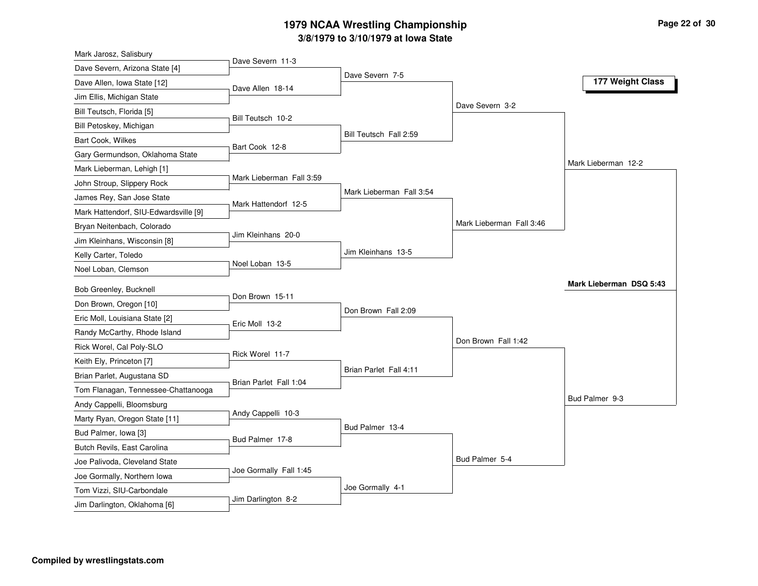# 1979 NCAA Wrestling Championship

## 3/8/1979 to 3/10/1979 at Iowa State

### 177 Weight Class

**First Round**

| Wrestler A | Wrestler B | Result |
|---|---|---|
| Mark Jarosz, Salisbury | Dave Severn, Arizona State [4] | Dave Severn 11-3 |
| Dave Allen, Iowa State [12] | Jim Ellis, Michigan State | Dave Allen 18-14 |
| Bill Teutsch, Florida [5] | Bill Petoskey, Michigan | Bill Teutsch 10-2 |
| Bart Cook, Wilkes | Gary Germundson, Oklahoma State | Bart Cook 12-8 |
| Mark Lieberman, Lehigh [1] | John Stroup, Slippery Rock | Mark Lieberman Fall 3:59 |
| James Rey, San Jose State | Mark Hattendorf, SIU-Edwardsville [9] | Mark Hattendorf 12-5 |
| Bryan Neitenbach, Colorado | Jim Kleinhans, Wisconsin [8] | Jim Kleinhans 20-0 |
| Kelly Carter, Toledo | Noel Loban, Clemson | Noel Loban 13-5 |
| Bob Greenley, Bucknell | Don Brown, Oregon [10] | Don Brown 15-11 |
| Eric Moll, Louisiana State [2] | Randy McCarthy, Rhode Island | Eric Moll 13-2 |
| Rick Worel, Cal Poly-SLO | Keith Ely, Princeton [7] | Rick Worel 11-7 |
| Brian Parlet, Augustana SD | Tom Flanagan, Tennessee-Chattanooga | Brian Parlet Fall 1:04 |
| Andy Cappelli, Bloomsburg | Marty Ryan, Oregon State [11] | Andy Cappelli 10-3 |
| Bud Palmer, Iowa [3] | Butch Revils, East Carolina | Bud Palmer 17-8 |
| Joe Palivoda, Cleveland State | Joe Gormally, Northern Iowa | Joe Gormally Fall 1:45 |
| Tom Vizzi, SIU-Carbondale | Jim Darlington, Oklahoma [6] | Jim Darlington 8-2 |

**Second Round**

- Dave Severn 7-5
- Bill Teutsch Fall 2:59
- Mark Lieberman Fall 3:54
- Jim Kleinhans 13-5
- Don Brown Fall 2:09
- Brian Parlet Fall 4:11
- Bud Palmer 13-4
- Joe Gormally 4-1

**Quarterfinals**

- Dave Severn 3-2
- Mark Lieberman Fall 3:46
- Don Brown Fall 1:42
- Bud Palmer 5-4

**Semifinals**

- Mark Lieberman 12-2
- Bud Palmer 9-3

**Final**

**Mark Lieberman DSQ 5:43**

**Compiled by wrestlingstats.com**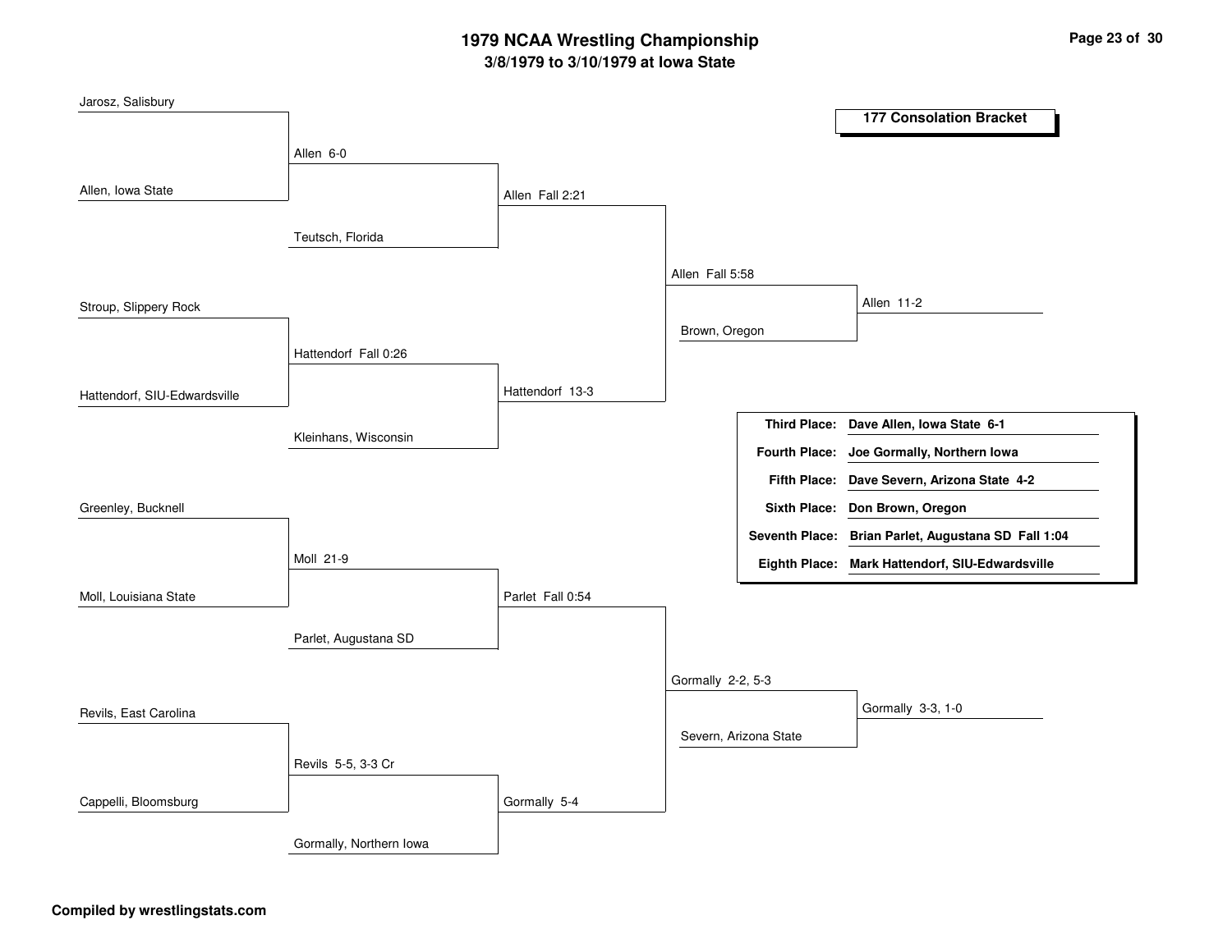# 1979 NCAA Wrestling Championship

## 3/8/1979 to 3/10/1979 at Iowa State

### 177 Consolation Bracket

**First Round**

- Jarosz, Salisbury vs. Allen, Iowa State — Allen 6-0
- Stroup, Slippery Rock vs. Hattendorf, SIU-Edwardsville — Hattendorf Fall 0:26
- Greenley, Bucknell vs. Moll, Louisiana State — Moll 21-9
- Revils, East Carolina vs. Cappelli, Bloomsburg — Revils 5-5, 3-3 Cr

**Second Round**

- Allen vs. Teutsch, Florida — Allen Fall 2:21
- Hattendorf vs. Kleinhans, Wisconsin — Hattendorf 13-3
- Moll vs. Parlet, Augustana SD — Parlet Fall 0:54
- Revils vs. Gormally, Northern Iowa — Gormally 5-4

**Third Round**

- Allen vs. Hattendorf — Allen Fall 5:58
- Parlet vs. Gormally — Gormally 2-2, 5-3

**Fourth Round**

- Allen vs. Brown, Oregon — Allen 11-2
- Gormally vs. Severn, Arizona State — Gormally 3-3, 1-0

| | |
|---|---|
| **Third Place:** | **Dave Allen, Iowa State 6-1** |
| **Fourth Place:** | **Joe Gormally, Northern Iowa** |
| **Fifth Place:** | **Dave Severn, Arizona State 4-2** |
| **Sixth Place:** | **Don Brown, Oregon** |
| **Seventh Place:** | **Brian Parlet, Augustana SD Fall 1:04** |
| **Eighth Place:** | **Mark Hattendorf, SIU-Edwardsville** |

**Compiled by wrestlingstats.com**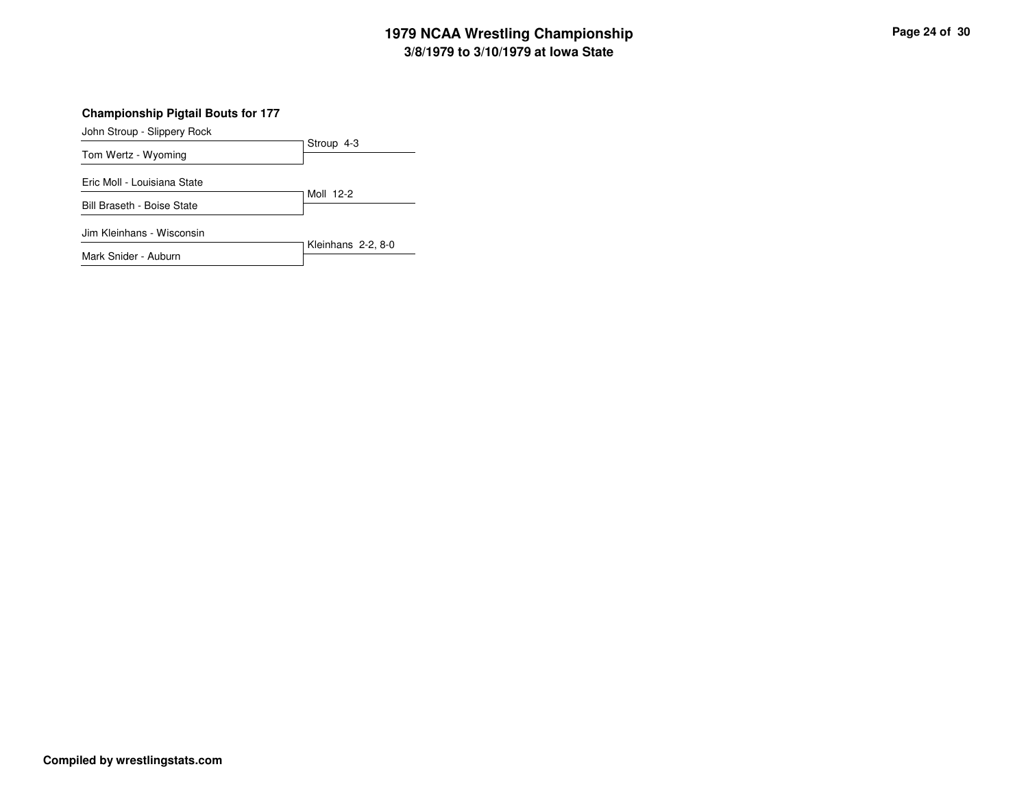# 1979 NCAA Wrestling Championship
## 3/8/1979 to 3/10/1979 at Iowa State

### Championship Pigtail Bouts for 177

| Wrestlers | Result |
| --- | --- |
| John Stroup - Slippery Rock<br>Tom Wertz - Wyoming | Stroup 4-3 |
| Eric Moll - Louisiana State<br>Bill Braseth - Boise State | Moll 12-2 |
| Jim Kleinhans - Wisconsin<br>Mark Snider - Auburn | Kleinhans 2-2, 8-0 |

**Compiled by wrestlingstats.com**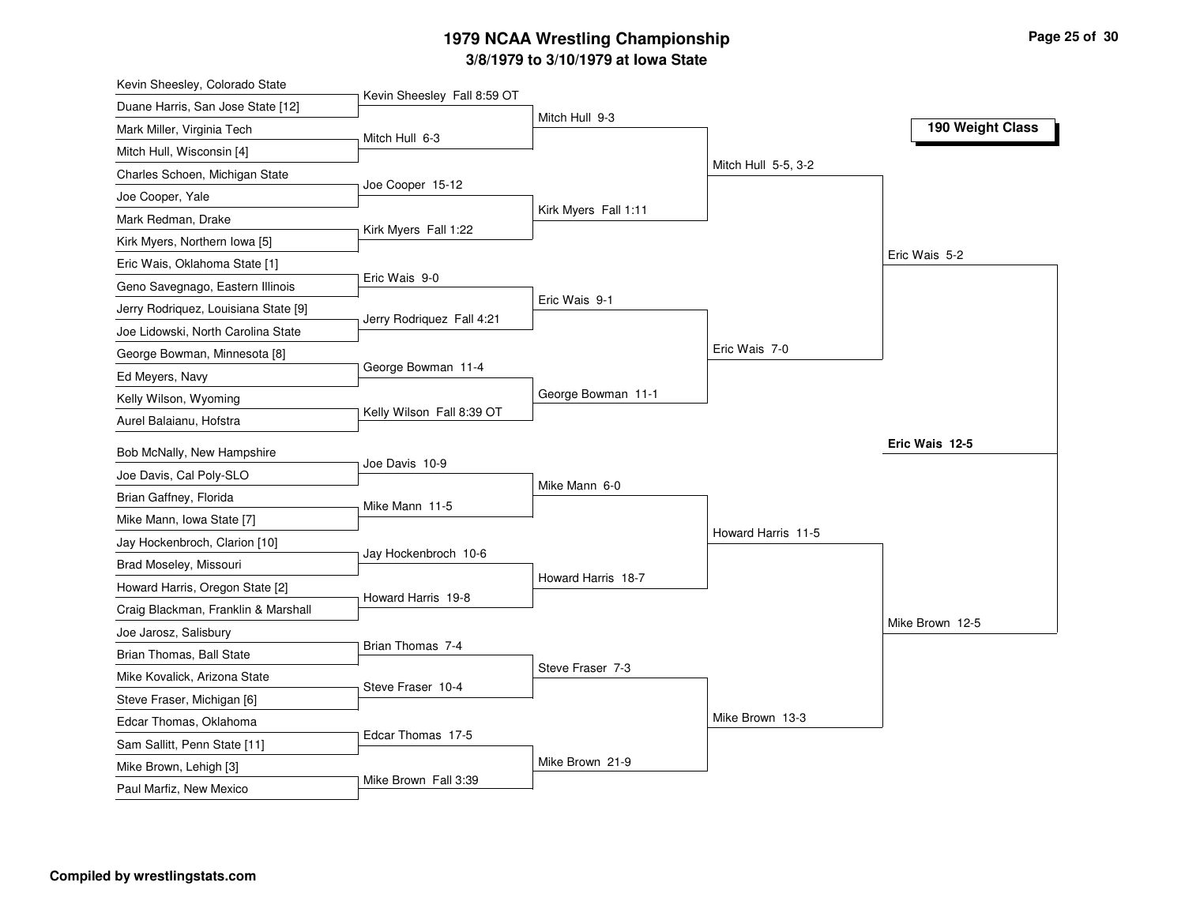# 1979 NCAA Wrestling Championship

## 3/8/1979 to 3/10/1979 at Iowa State

### 190 Weight Class

**First Round**

- Kevin Sheesley, Colorado State vs. Duane Harris, San Jose State [12] — Kevin Sheesley Fall 8:59 OT
- Mark Miller, Virginia Tech vs. Mitch Hull, Wisconsin [4] — Mitch Hull 6-3
- Charles Schoen, Michigan State vs. Joe Cooper, Yale — Joe Cooper 15-12
- Mark Redman, Drake vs. Kirk Myers, Northern Iowa [5] — Kirk Myers Fall 1:22
- Eric Wais, Oklahoma State [1] vs. Geno Savegnago, Eastern Illinois — Eric Wais 9-0
- Jerry Rodriquez, Louisiana State [9] vs. Joe Lidowski, North Carolina State — Jerry Rodriquez Fall 4:21
- George Bowman, Minnesota [8] vs. Ed Meyers, Navy — George Bowman 11-4
- Kelly Wilson, Wyoming vs. Aurel Balaiaanu, Hofstra — Kelly Wilson Fall 8:39 OT
- Bob McNally, New Hampshire vs. Joe Davis, Cal Poly-SLO — Joe Davis 10-9
- Brian Gaffney, Florida vs. Mike Mann, Iowa State [7] — Mike Mann 11-5
- Jay Hockenbroch, Clarion [10] vs. Brad Moseley, Missouri — Jay Hockenbroch 10-6
- Howard Harris, Oregon State [2] vs. Craig Blackman, Franklin & Marshall — Howard Harris 19-8
- Joe Jarosz, Salisbury vs. Brian Thomas, Ball State — Brian Thomas 7-4
- Mike Kovalick, Arizona State vs. Steve Fraser, Michigan [6] — Steve Fraser 10-4
- Edcar Thomas, Oklahoma vs. Sam Sallitt, Penn State [11] — Edcar Thomas 17-5
- Mike Brown, Lehigh [3] vs. Paul Marfiz, New Mexico — Mike Brown Fall 3:39

**Second Round**

- Mitch Hull 9-3
- Kirk Myers Fall 1:11
- Eric Wais 9-1
- George Bowman 11-1
- Mike Mann 6-0
- Howard Harris 18-7
- Steve Fraser 7-3
- Mike Brown 21-9

**Quarterfinals**

- Mitch Hull 5-5, 3-2
- Eric Wais 7-0
- Howard Harris 11-5
- Mike Brown 13-3

**Semifinals**

- Eric Wais 5-2
- Mike Brown 12-5

**Final**

- **Eric Wais 12-5**

**Compiled by wrestlingstats.com**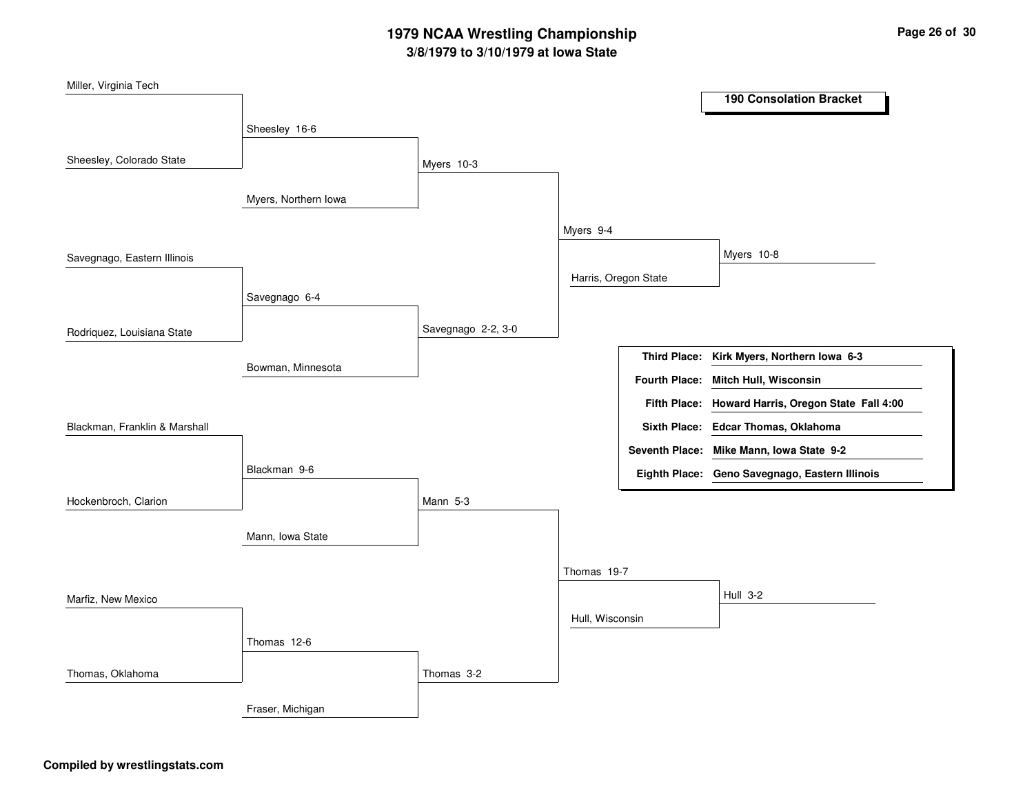# 1979 NCAA Wrestling Championship

## 3/8/1979 to 3/10/1979 at Iowa State

### 190 Consolation Bracket

**Round 1**
- Miller, Virginia Tech vs. Sheesley, Colorado State — Sheesley 16-6
- Savegnago, Eastern Illinois vs. Rodriquez, Louisiana State — Savegnago 6-4
- Blackman, Franklin & Marshall vs. Hockenbroch, Clarion — Blackman 9-6
- Marfiz, New Mexico vs. Thomas, Oklahoma — Thomas 12-6

**Round 2**
- Sheesley vs. Myers, Northern Iowa — Myers 10-3
- Savegnago vs. Bowman, Minnesota — Savegnago 2-2, 3-0
- Blackman vs. Mann, Iowa State — Mann 5-3
- Thomas vs. Fraser, Michigan — Thomas 3-2

**Round 3**
- Myers vs. Savegnago — Myers 9-4
- Mann vs. Thomas — Thomas 19-7

**Round 4**
- Myers vs. Harris, Oregon State — Myers 10-8
- Thomas vs. Hull, Wisconsin — Hull 3-2

| | |
|---|---|
| **Third Place:** | **Kirk Myers, Northern Iowa 6-3** |
| **Fourth Place:** | **Mitch Hull, Wisconsin** |
| **Fifth Place:** | **Howard Harris, Oregon State Fall 4:00** |
| **Sixth Place:** | **Edcar Thomas, Oklahoma** |
| **Seventh Place:** | **Mike Mann, Iowa State 9-2** |
| **Eighth Place:** | **Geno Savegnago, Eastern Illinois** |

**Compiled by wrestlingstats.com**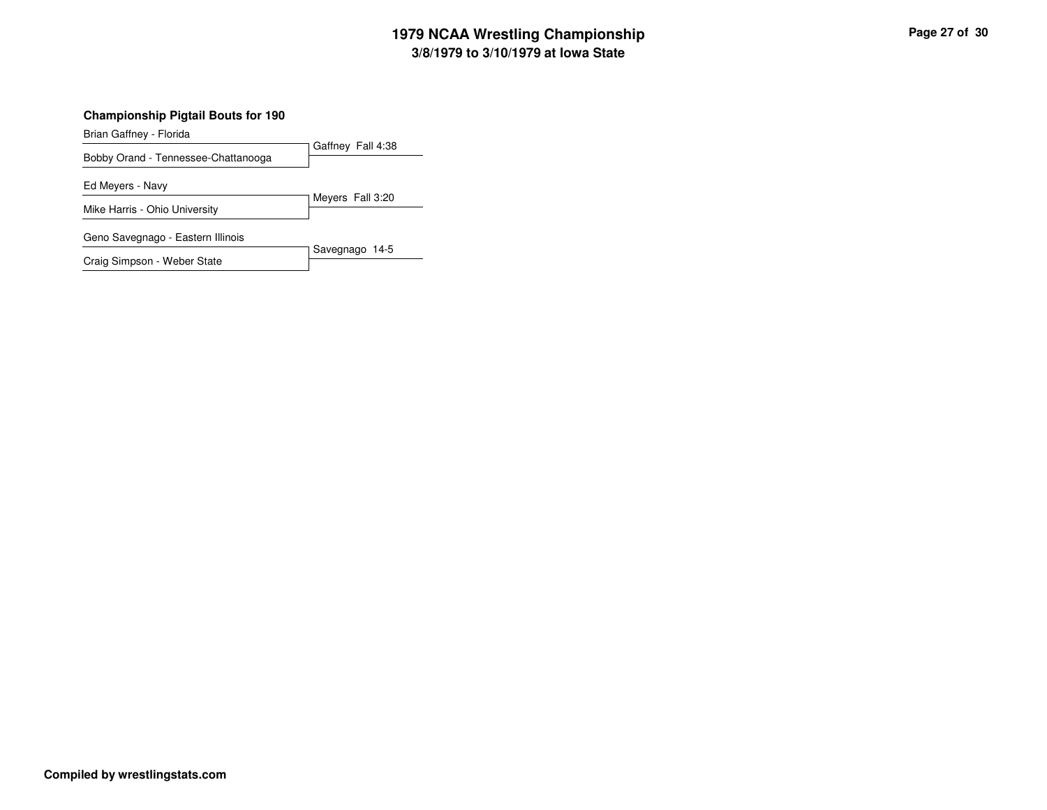### Championship Pigtail Bouts for 190

| Wrestlers | Result |
|---|---|
| Brian Gaffney - Florida<br>Bobby Orand - Tennessee-Chattanooga | Gaffney Fall 4:38 |
| Ed Meyers - Navy<br>Mike Harris - Ohio University | Meyers Fall 3:20 |
| Geno Savegnago - Eastern Illinois<br>Craig Simpson - Weber State | Savegnago 14-5 |

**Compiled by wrestlingstats.com**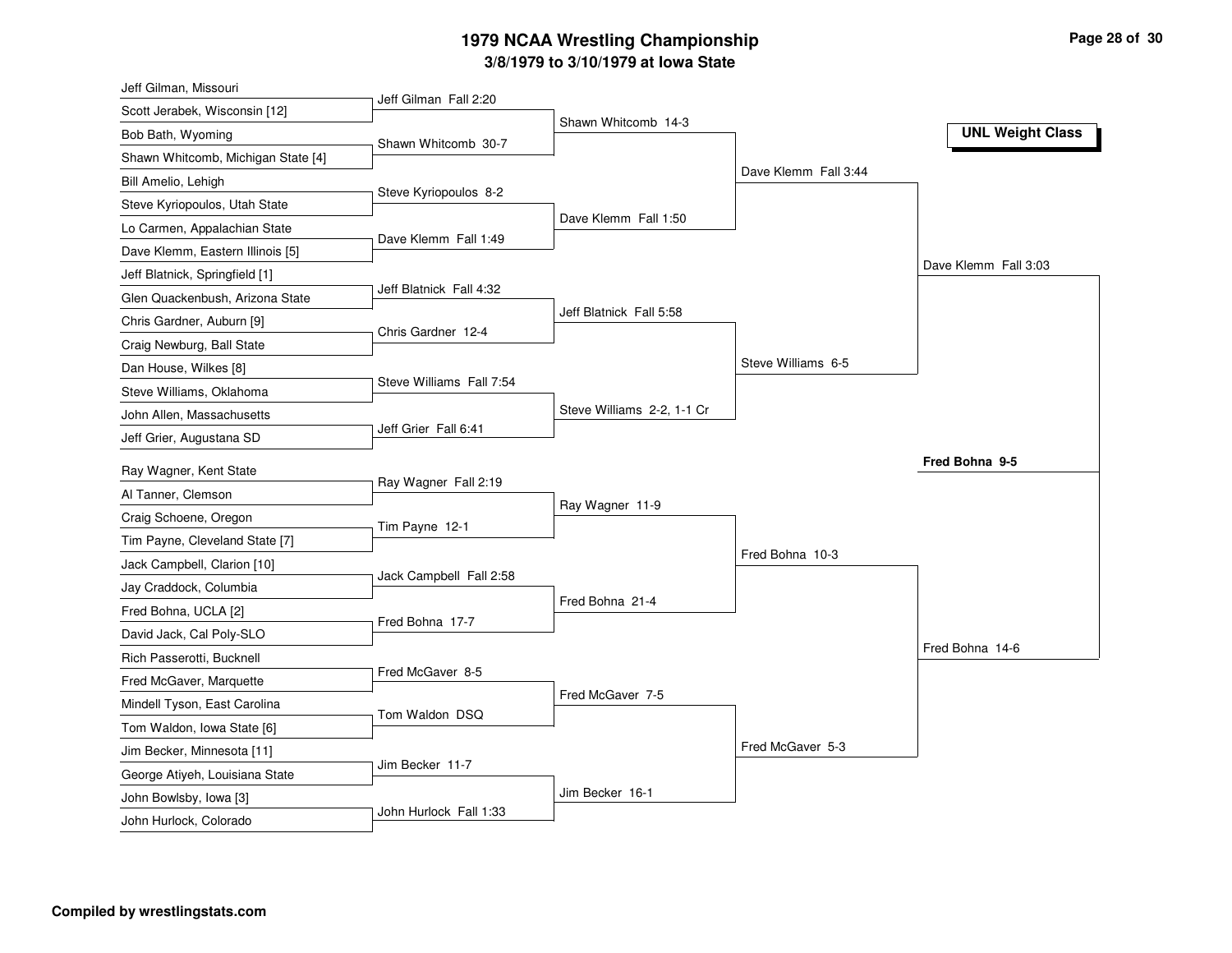# 1979 NCAA Wrestling Championship

## 3/8/1979 to 3/10/1979 at Iowa State

**UNL Weight Class**

### First Round

| Wrestler 1 | Wrestler 2 | Result |
|---|---|---|
| Jeff Gilman, Missouri | Scott Jerabek, Wisconsin [12] | Jeff Gilman Fall 2:20 |
| Bob Bath, Wyoming | Shawn Whitcomb, Michigan State [4] | Shawn Whitcomb 30-7 |
| Bill Amelio, Lehigh | Steve Kyriopoulos, Utah State | Steve Kyriopoulos 8-2 |
| Lo Carmen, Appalachian State | Dave Klemm, Eastern Illinois [5] | Dave Klemm Fall 1:49 |
| Jeff Blatnick, Springfield [1] | Glen Quackenbush, Arizona State | Jeff Blatnick Fall 4:32 |
| Chris Gardner, Auburn [9] | Craig Newburg, Ball State | Chris Gardner 12-4 |
| Dan House, Wilkes [8] | Steve Williams, Oklahoma | Steve Williams Fall 7:54 |
| John Allen, Massachusetts | Jeff Grier, Augustana SD | Jeff Grier Fall 6:41 |
| Ray Wagner, Kent State | Al Tanner, Clemson | Ray Wagner Fall 2:19 |
| Craig Schoene, Oregon | Tim Payne, Cleveland State [7] | Tim Payne 12-1 |
| Jack Campbell, Clarion [10] | Jay Craddock, Columbia | Jack Campbell Fall 2:58 |
| Fred Bohna, UCLA [2] | David Jack, Cal Poly-SLO | Fred Bohna 17-7 |
| Rich Passerotti, Bucknell | Fred McGaver, Marquette | Fred McGaver 8-5 |
| Mindell Tyson, East Carolina | Tom Waldon, Iowa State [6] | Tom Waldon DSQ |
| Jim Becker, Minnesota [11] | George Atiyeh, Louisiana State | Jim Becker 11-7 |
| John Bowlsby, Iowa [3] | John Hurlock, Colorado | John Hurlock Fall 1:33 |

### Second Round

- Shawn Whitcomb 14-3
- Dave Klemm Fall 1:50
- Jeff Blatnick Fall 5:58
- Steve Williams 2-2, 1-1 Cr
- Ray Wagner 11-9
- Fred Bohna 21-4
- Fred McGaver 7-5
- Jim Becker 16-1

### Quarterfinals

- Dave Klemm Fall 3:44
- Steve Williams 6-5
- Fred Bohna 10-3
- Fred McGaver 5-3

### Semifinals

- Dave Klemm Fall 3:03
- Fred Bohna 14-6

### Final

**Fred Bohna 9-5**

Compiled by wrestlingstats.com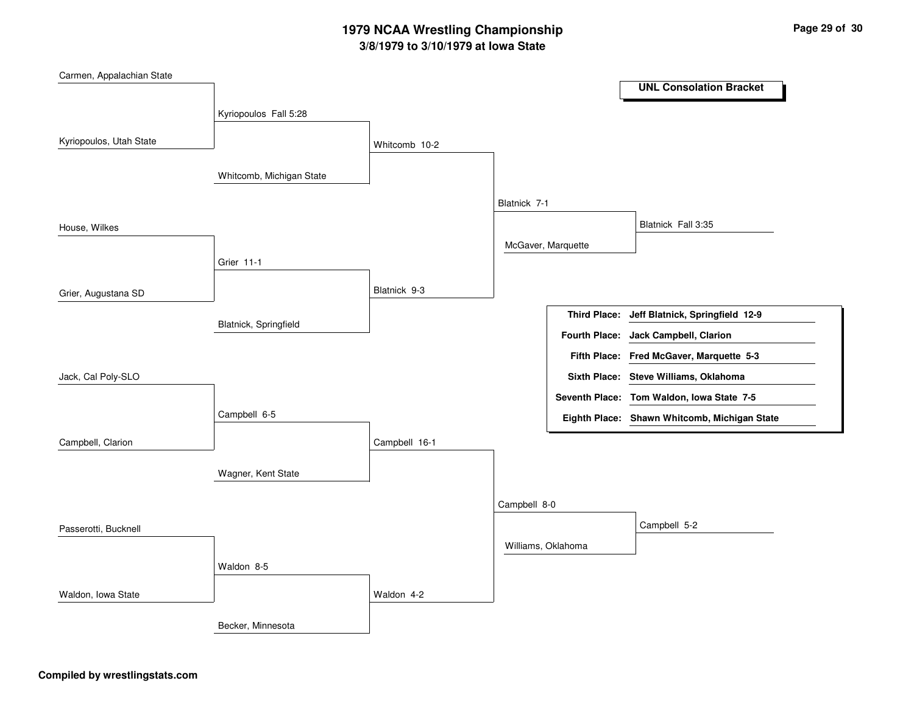# 1979 NCAA Wrestling Championship

## 3/8/1979 to 3/10/1979 at Iowa State

### UNL Consolation Bracket

**First Round**

| Wrestler | Result |
| --- | --- |
| Carmen, Appalachian State vs. Kyriopoulos, Utah State | Kyriopoulos Fall 5:28 |
| House, Wilkes vs. Grier, Augustana SD | Grier 11-1 |
| Jack, Cal Poly-SLO vs. Campbell, Clarion | Campbell 6-5 |
| Passerotti, Bucknell vs. Waldon, Iowa State | Waldon 8-5 |

**Second Round**

| Wrestler | Result |
| --- | --- |
| Kyriopoulos vs. Whitcomb, Michigan State | Whitcomb 10-2 |
| Grier vs. Blatnick, Springfield | Blatnick 9-3 |
| Campbell vs. Wagner, Kent State | Campbell 16-1 |
| Waldon vs. Becker, Minnesota | Waldon 4-2 |

**Third Round**

| Wrestler | Result |
| --- | --- |
| Whitcomb vs. Blatnick | Blatnick 7-1 |
| Campbell vs. Waldon | Campbell 8-0 |

**Fourth Round**

| Wrestler | Result |
| --- | --- |
| Blatnick vs. McGaver, Marquette | Blatnick Fall 3:35 |
| Campbell vs. Williams, Oklahoma | Campbell 5-2 |

**Placings**

| Place | Wrestler |
| --- | --- |
| Third Place: | Jeff Blatnick, Springfield 12-9 |
| Fourth Place: | Jack Campbell, Clarion |
| Fifth Place: | Fred McGaver, Marquette 5-3 |
| Sixth Place: | Steve Williams, Oklahoma |
| Seventh Place: | Tom Waldon, Iowa State 7-5 |
| Eighth Place: | Shawn Whitcomb, Michigan State |

**Compiled by wrestlingstats.com**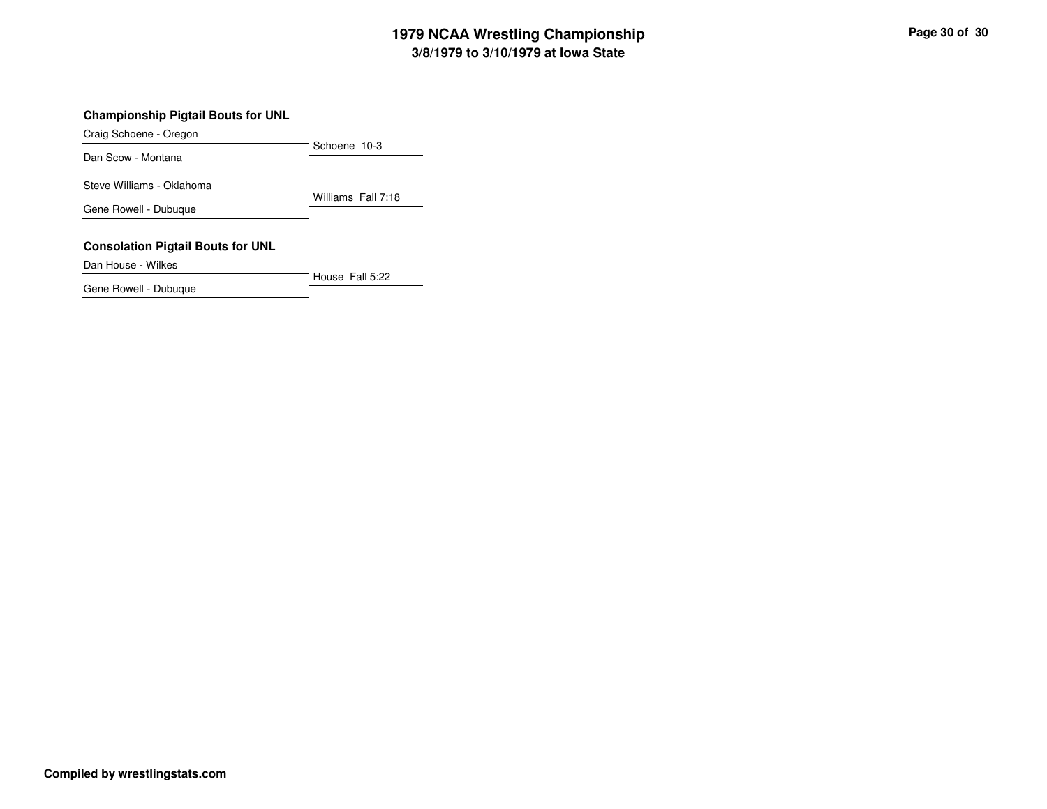## Championship Pigtail Bouts for UNL

Craig Schoene - Oregon

Dan Scow - Montana

Schoene 10-3

Steve Williams - Oklahoma

Gene Rowell - Dubuque

Williams Fall 7:18

## Consolation Pigtail Bouts for UNL

Dan House - Wilkes

Gene Rowell - Dubuque

House Fall 5:22

**Compiled by wrestlingstats.com**